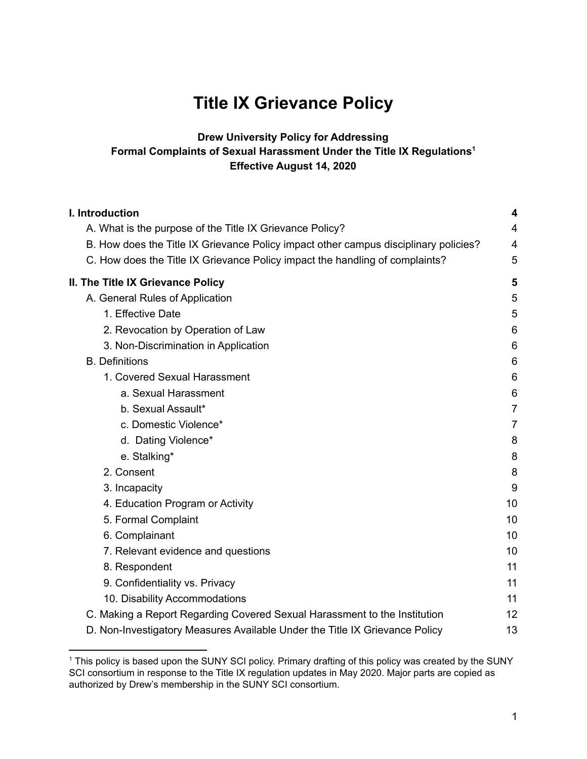# Title IX Grievance Policy

**Drew University Policy for Addressing**
**Formal Complaints of Sexual Harassment Under the Title IX Regulations[1]**
**Effective August 14, 2020**

| | |
|---|---|
| **I. Introduction** | **4** |
| A. What is the purpose of the Title IX Grievance Policy? | 4 |
| B. How does the Title IX Grievance Policy impact other campus disciplinary policies? | 4 |
| C. How does the Title IX Grievance Policy impact the handling of complaints? | 5 |
| **II. The Title IX Grievance Policy** | **5** |
| A. General Rules of Application | 5 |
| 1. Effective Date | 5 |
| 2. Revocation by Operation of Law | 6 |
| 3. Non-Discrimination in Application | 6 |
| B. Definitions | 6 |
| 1. Covered Sexual Harassment | 6 |
| a. Sexual Harassment | 6 |
| b. Sexual Assault* | 7 |
| c. Domestic Violence* | 7 |
| d. Dating Violence* | 8 |
| e. Stalking* | 8 |
| 2. Consent | 8 |
| 3. Incapacity | 9 |
| 4. Education Program or Activity | 10 |
| 5. Formal Complaint | 10 |
| 6. Complainant | 10 |
| 7. Relevant evidence and questions | 10 |
| 8. Respondent | 11 |
| 9. Confidentiality vs. Privacy | 11 |
| 10. Disability Accommodations | 11 |
| C. Making a Report Regarding Covered Sexual Harassment to the Institution | 12 |
| D. Non-Investigatory Measures Available Under the Title IX Grievance Policy | 13 |

[1] This policy is based upon the SUNY SCI policy. Primary drafting of this policy was created by the SUNY SCI consortium in response to the Title IX regulation updates in May 2020. Major parts are copied as authorized by Drew's membership in the SUNY SCI consortium.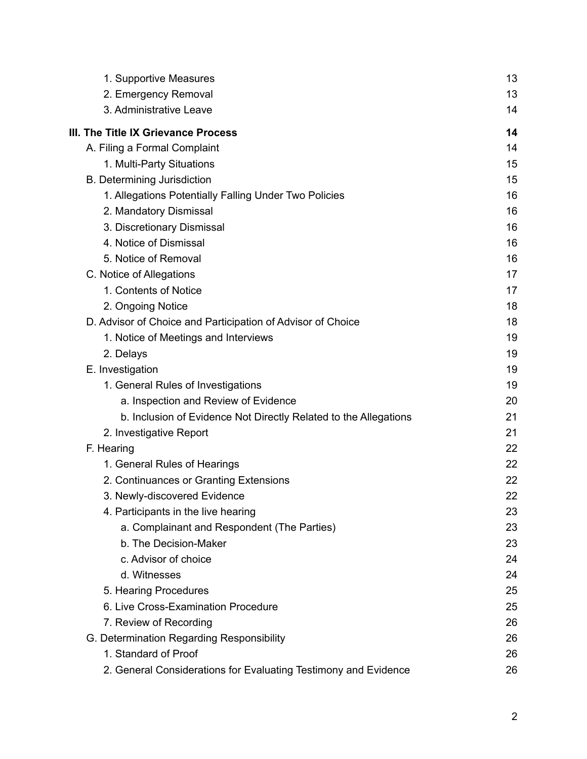- 1. Supportive Measures 13
- 2. Emergency Removal 13
- 3. Administrative Leave 14

**III. The Title IX Grievance Process 14**

- A. Filing a Formal Complaint 14
  - 1. Multi-Party Situations 15
- B. Determining Jurisdiction 15
  - 1. Allegations Potentially Falling Under Two Policies 16
  - 2. Mandatory Dismissal 16
  - 3. Discretionary Dismissal 16
  - 4. Notice of Dismissal 16
  - 5. Notice of Removal 16
- C. Notice of Allegations 17
  - 1. Contents of Notice 17
  - 2. Ongoing Notice 18
- D. Advisor of Choice and Participation of Advisor of Choice 18
  - 1. Notice of Meetings and Interviews 19
  - 2. Delays 19
- E. Investigation 19
  - 1. General Rules of Investigations 19
    - a. Inspection and Review of Evidence 20
    - b. Inclusion of Evidence Not Directly Related to the Allegations 21
  - 2. Investigative Report 21
- F. Hearing 22
  - 1. General Rules of Hearings 22
  - 2. Continuances or Granting Extensions 22
  - 3. Newly-discovered Evidence 22
  - 4. Participants in the live hearing 23
    - a. Complainant and Respondent (The Parties) 23
    - b. The Decision-Maker 23
    - c. Advisor of choice 24
    - d. Witnesses 24
  - 5. Hearing Procedures 25
  - 6. Live Cross-Examination Procedure 25
  - 7. Review of Recording 26
- G. Determination Regarding Responsibility 26
  - 1. Standard of Proof 26
  - 2. General Considerations for Evaluating Testimony and Evidence 26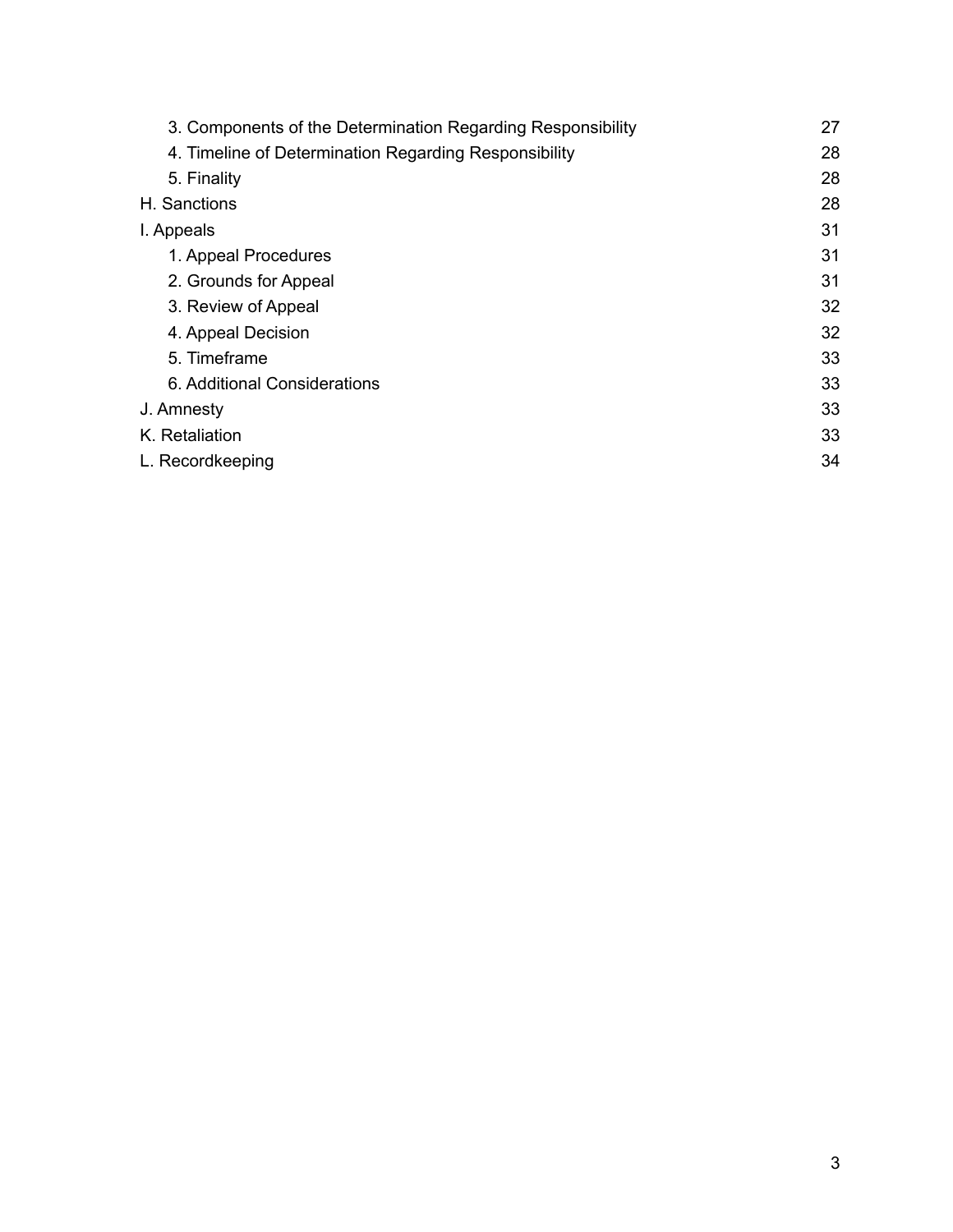| | |
|---|---|
| 3. Components of the Determination Regarding Responsibility | 27 |
| 4. Timeline of Determination Regarding Responsibility | 28 |
| 5. Finality | 28 |
| H. Sanctions | 28 |
| I. Appeals | 31 |
| 1. Appeal Procedures | 31 |
| 2. Grounds for Appeal | 31 |
| 3. Review of Appeal | 32 |
| 4. Appeal Decision | 32 |
| 5. Timeframe | 33 |
| 6. Additional Considerations | 33 |
| J. Amnesty | 33 |
| K. Retaliation | 33 |
| L. Recordkeeping | 34 |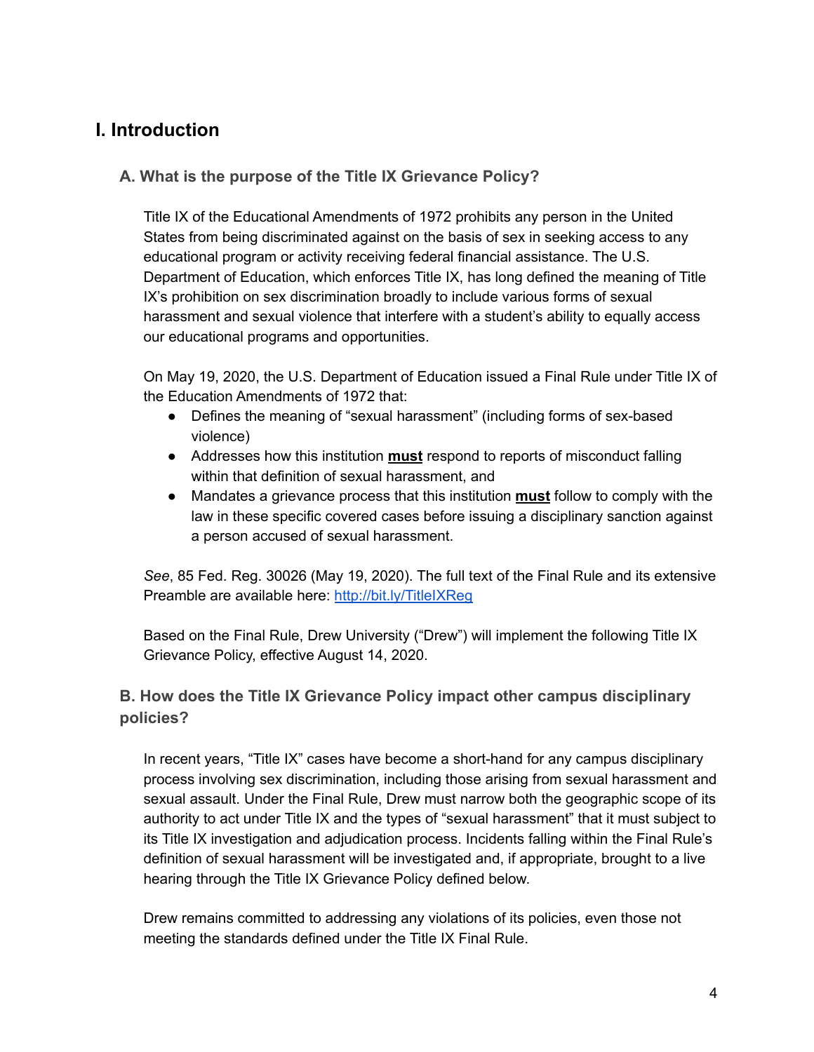## I. Introduction

### A. What is the purpose of the Title IX Grievance Policy?

Title IX of the Educational Amendments of 1972 prohibits any person in the United States from being discriminated against on the basis of sex in seeking access to any educational program or activity receiving federal financial assistance. The U.S. Department of Education, which enforces Title IX, has long defined the meaning of Title IX's prohibition on sex discrimination broadly to include various forms of sexual harassment and sexual violence that interfere with a student's ability to equally access our educational programs and opportunities.

On May 19, 2020, the U.S. Department of Education issued a Final Rule under Title IX of the Education Amendments of 1972 that:

- Defines the meaning of "sexual harassment" (including forms of sex-based violence)
- Addresses how this institution **must** respond to reports of misconduct falling within that definition of sexual harassment, and
- Mandates a grievance process that this institution **must** follow to comply with the law in these specific covered cases before issuing a disciplinary sanction against a person accused of sexual harassment.

*See*, 85 Fed. Reg. 30026 (May 19, 2020). The full text of the Final Rule and its extensive Preamble are available here: [http://bit.ly/TitleIXReg](http://bit.ly/TitleIXReg)

Based on the Final Rule, Drew University ("Drew") will implement the following Title IX Grievance Policy, effective August 14, 2020.

### B. How does the Title IX Grievance Policy impact other campus disciplinary policies?

In recent years, "Title IX" cases have become a short-hand for any campus disciplinary process involving sex discrimination, including those arising from sexual harassment and sexual assault. Under the Final Rule, Drew must narrow both the geographic scope of its authority to act under Title IX and the types of "sexual harassment" that it must subject to its Title IX investigation and adjudication process. Incidents falling within the Final Rule's definition of sexual harassment will be investigated and, if appropriate, brought to a live hearing through the Title IX Grievance Policy defined below.

Drew remains committed to addressing any violations of its policies, even those not meeting the standards defined under the Title IX Final Rule.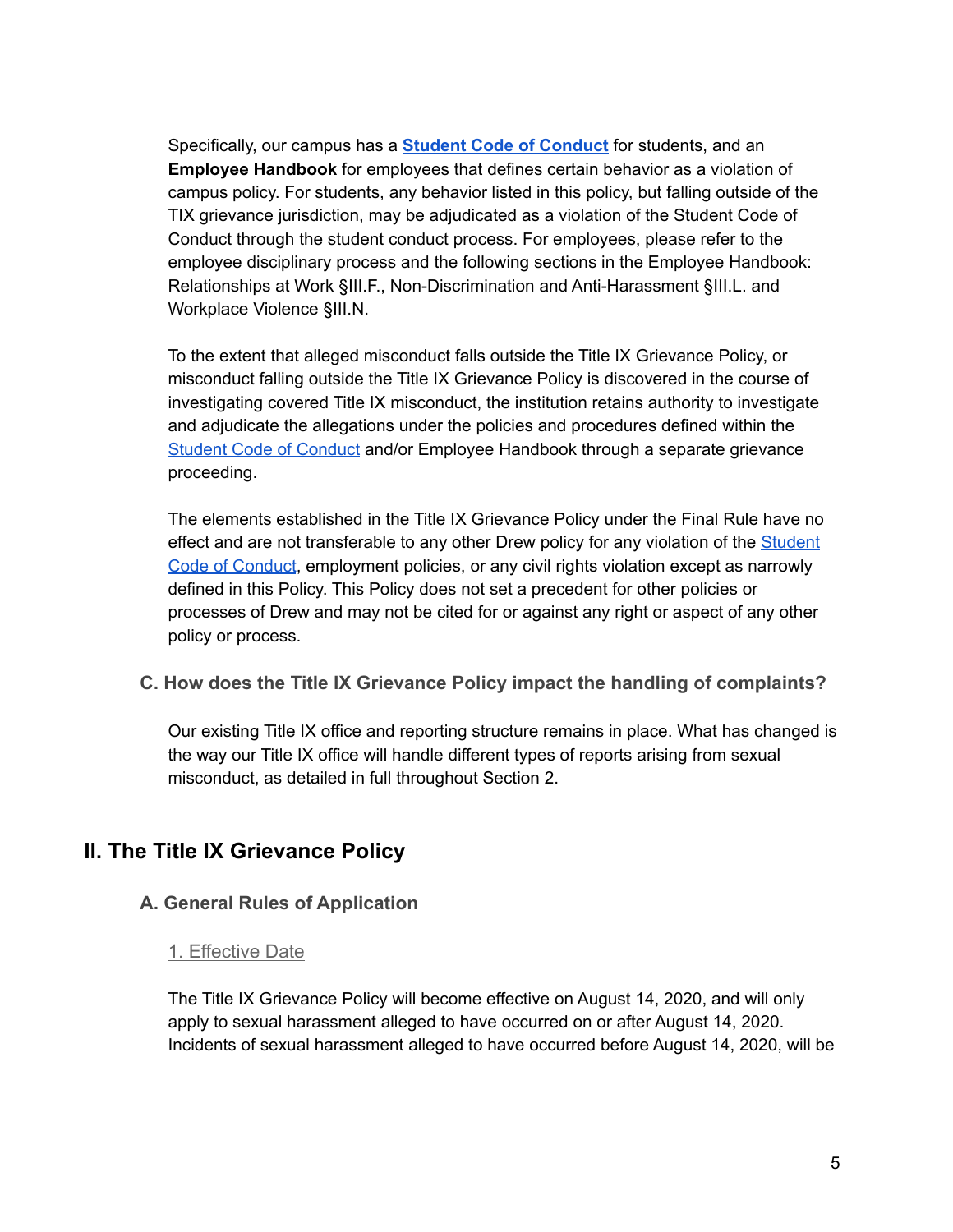Specifically, our campus has a **Student Code of Conduct** for students, and an **Employee Handbook** for employees that defines certain behavior as a violation of campus policy. For students, any behavior listed in this policy, but falling outside of the TIX grievance jurisdiction, may be adjudicated as a violation of the Student Code of Conduct through the student conduct process. For employees, please refer to the employee disciplinary process and the following sections in the Employee Handbook: Relationships at Work §III.F., Non-Discrimination and Anti-Harassment §III.L. and Workplace Violence §III.N.

To the extent that alleged misconduct falls outside the Title IX Grievance Policy, or misconduct falling outside the Title IX Grievance Policy is discovered in the course of investigating covered Title IX misconduct, the institution retains authority to investigate and adjudicate the allegations under the policies and procedures defined within the Student Code of Conduct and/or Employee Handbook through a separate grievance proceeding.

The elements established in the Title IX Grievance Policy under the Final Rule have no effect and are not transferable to any other Drew policy for any violation of the Student Code of Conduct, employment policies, or any civil rights violation except as narrowly defined in this Policy. This Policy does not set a precedent for other policies or processes of Drew and may not be cited for or against any right or aspect of any other policy or process.

### C. How does the Title IX Grievance Policy impact the handling of complaints?

Our existing Title IX office and reporting structure remains in place. What has changed is the way our Title IX office will handle different types of reports arising from sexual misconduct, as detailed in full throughout Section 2.

## II. The Title IX Grievance Policy

### A. General Rules of Application

#### 1. Effective Date

The Title IX Grievance Policy will become effective on August 14, 2020, and will only apply to sexual harassment alleged to have occurred on or after August 14, 2020. Incidents of sexual harassment alleged to have occurred before August 14, 2020, will be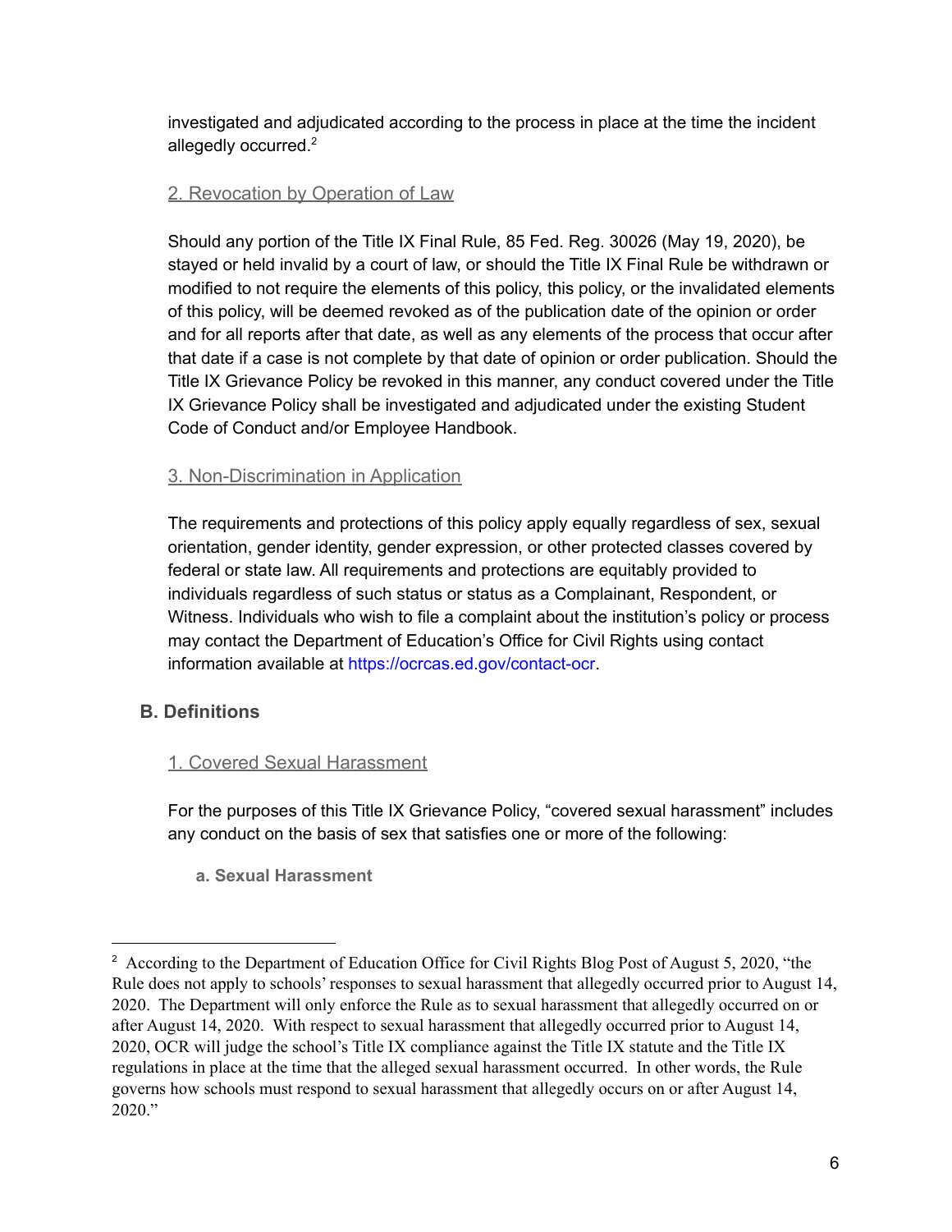investigated and adjudicated according to the process in place at the time the incident allegedly occurred.[2]

#### 2. Revocation by Operation of Law

Should any portion of the Title IX Final Rule, 85 Fed. Reg. 30026 (May 19, 2020), be stayed or held invalid by a court of law, or should the Title IX Final Rule be withdrawn or modified to not require the elements of this policy, this policy, or the invalidated elements of this policy, will be deemed revoked as of the publication date of the opinion or order and for all reports after that date, as well as any elements of the process that occur after that date if a case is not complete by that date of opinion or order publication. Should the Title IX Grievance Policy be revoked in this manner, any conduct covered under the Title IX Grievance Policy shall be investigated and adjudicated under the existing Student Code of Conduct and/or Employee Handbook.

#### 3. Non-Discrimination in Application

The requirements and protections of this policy apply equally regardless of sex, sexual orientation, gender identity, gender expression, or other protected classes covered by federal or state law. All requirements and protections are equitably provided to individuals regardless of such status or status as a Complainant, Respondent, or Witness. Individuals who wish to file a complaint about the institution's policy or process may contact the Department of Education's Office for Civil Rights using contact information available at https://ocrcas.ed.gov/contact-ocr.

### B. Definitions

#### 1. Covered Sexual Harassment

For the purposes of this Title IX Grievance Policy, "covered sexual harassment" includes any conduct on the basis of sex that satisfies one or more of the following:

**a. Sexual Harassment**

---

[2] According to the Department of Education Office for Civil Rights Blog Post of August 5, 2020, "the Rule does not apply to schools' responses to sexual harassment that allegedly occurred prior to August 14, 2020. The Department will only enforce the Rule as to sexual harassment that allegedly occurred on or after August 14, 2020. With respect to sexual harassment that allegedly occurred prior to August 14, 2020, OCR will judge the school's Title IX compliance against the Title IX statute and the Title IX regulations in place at the time that the alleged sexual harassment occurred. In other words, the Rule governs how schools must respond to sexual harassment that allegedly occurs on or after August 14, 2020."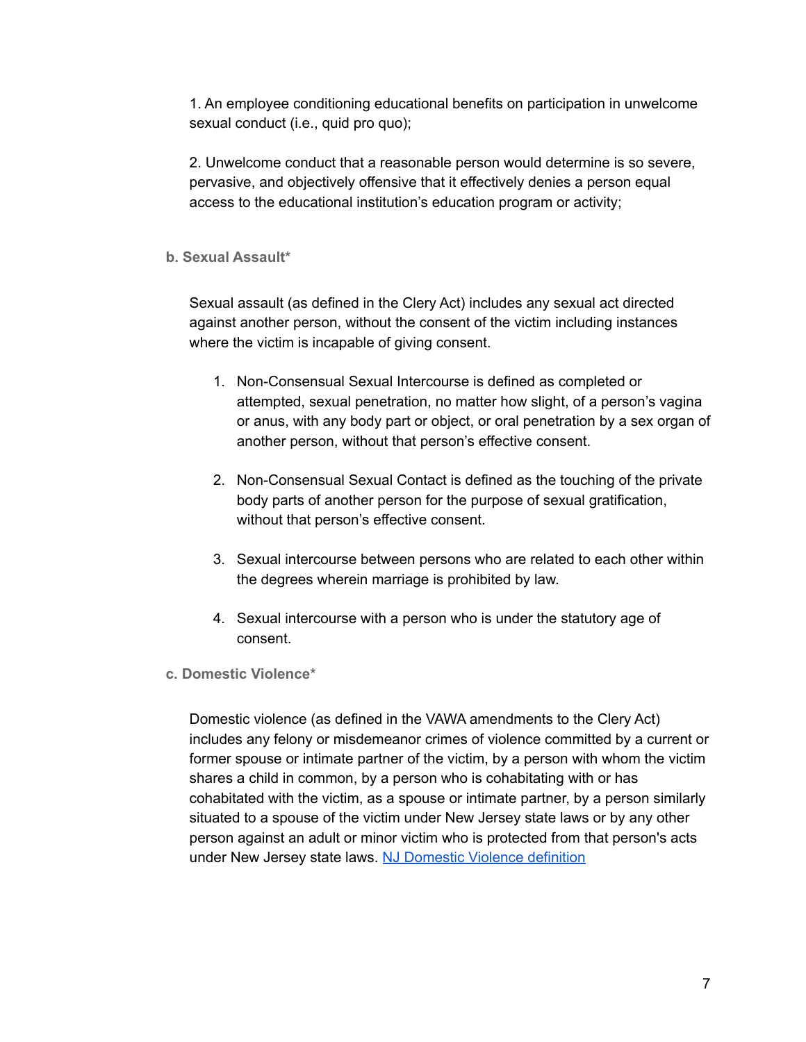1. An employee conditioning educational benefits on participation in unwelcome sexual conduct (i.e., quid pro quo);

2. Unwelcome conduct that a reasonable person would determine is so severe, pervasive, and objectively offensive that it effectively denies a person equal access to the educational institution's education program or activity;

**b. Sexual Assault***

Sexual assault (as defined in the Clery Act) includes any sexual act directed against another person, without the consent of the victim including instances where the victim is incapable of giving consent.

1. Non-Consensual Sexual Intercourse is defined as completed or attempted, sexual penetration, no matter how slight, of a person's vagina or anus, with any body part or object, or oral penetration by a sex organ of another person, without that person's effective consent.

2. Non-Consensual Sexual Contact is defined as the touching of the private body parts of another person for the purpose of sexual gratification, without that person's effective consent.

3. Sexual intercourse between persons who are related to each other within the degrees wherein marriage is prohibited by law.

4. Sexual intercourse with a person who is under the statutory age of consent.

**c. Domestic Violence***

Domestic violence (as defined in the VAWA amendments to the Clery Act) includes any felony or misdemeanor crimes of violence committed by a current or former spouse or intimate partner of the victim, by a person with whom the victim shares a child in common, by a person who is cohabitating with or has cohabitated with the victim, as a spouse or intimate partner, by a person similarly situated to a spouse of the victim under New Jersey state laws or by any other person against an adult or minor victim who is protected from that person's acts under New Jersey state laws. NJ Domestic Violence definition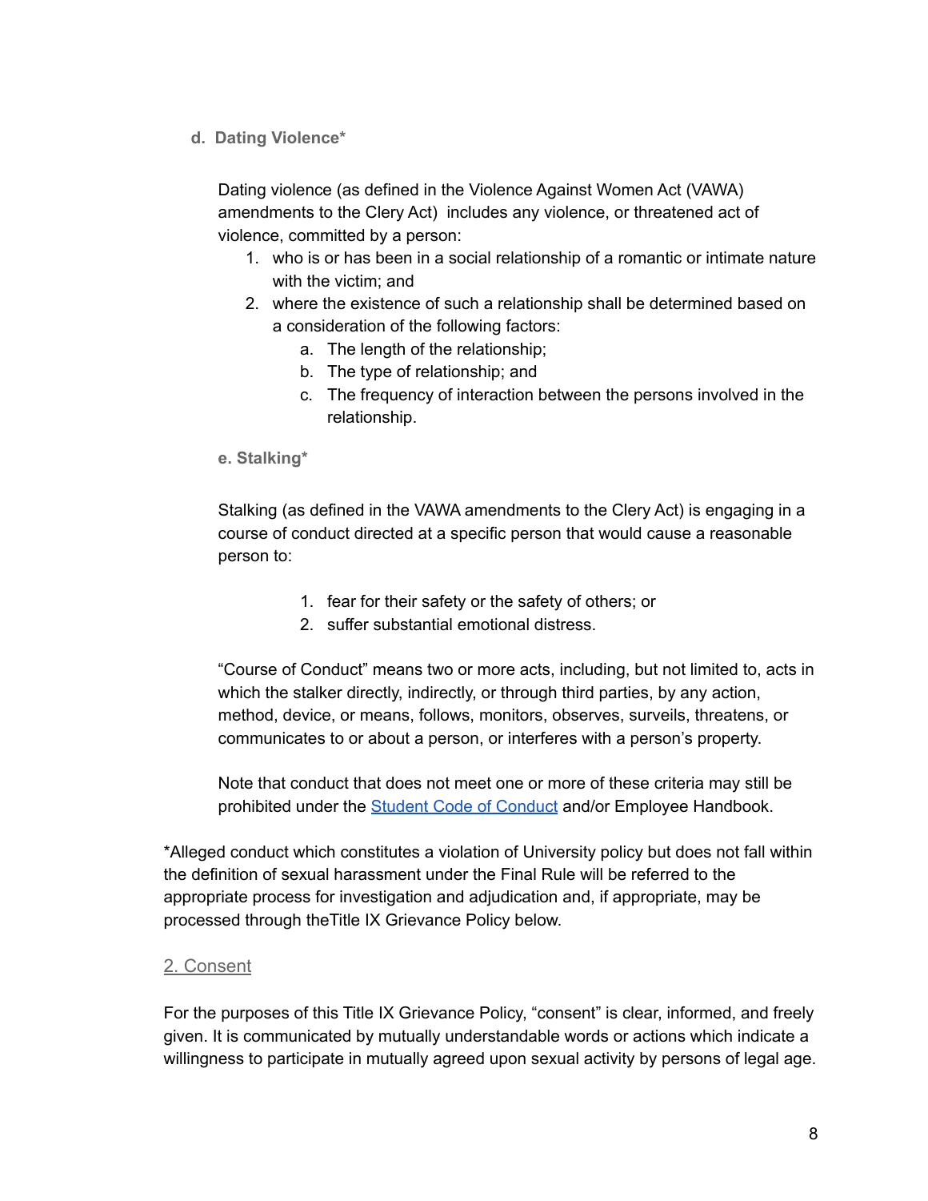#### d. Dating Violence*

Dating violence (as defined in the Violence Against Women Act (VAWA) amendments to the Clery Act) includes any violence, or threatened act of violence, committed by a person:

1. who is or has been in a social relationship of a romantic or intimate nature with the victim; and
2. where the existence of such a relationship shall be determined based on a consideration of the following factors:
   a. The length of the relationship;
   b. The type of relationship; and
   c. The frequency of interaction between the persons involved in the relationship.

#### e. Stalking*

Stalking (as defined in the VAWA amendments to the Clery Act) is engaging in a course of conduct directed at a specific person that would cause a reasonable person to:

1. fear for their safety or the safety of others; or
2. suffer substantial emotional distress.

"Course of Conduct" means two or more acts, including, but not limited to, acts in which the stalker directly, indirectly, or through third parties, by any action, method, device, or means, follows, monitors, observes, surveils, threatens, or communicates to or about a person, or interferes with a person's property.

Note that conduct that does not meet one or more of these criteria may still be prohibited under the Student Code of Conduct and/or Employee Handbook.

*Alleged conduct which constitutes a violation of University policy but does not fall within the definition of sexual harassment under the Final Rule will be referred to the appropriate process for investigation and adjudication and, if appropriate, may be processed through theTitle IX Grievance Policy below.

### 2. Consent

For the purposes of this Title IX Grievance Policy, "consent" is clear, informed, and freely given. It is communicated by mutually understandable words or actions which indicate a willingness to participate in mutually agreed upon sexual activity by persons of legal age.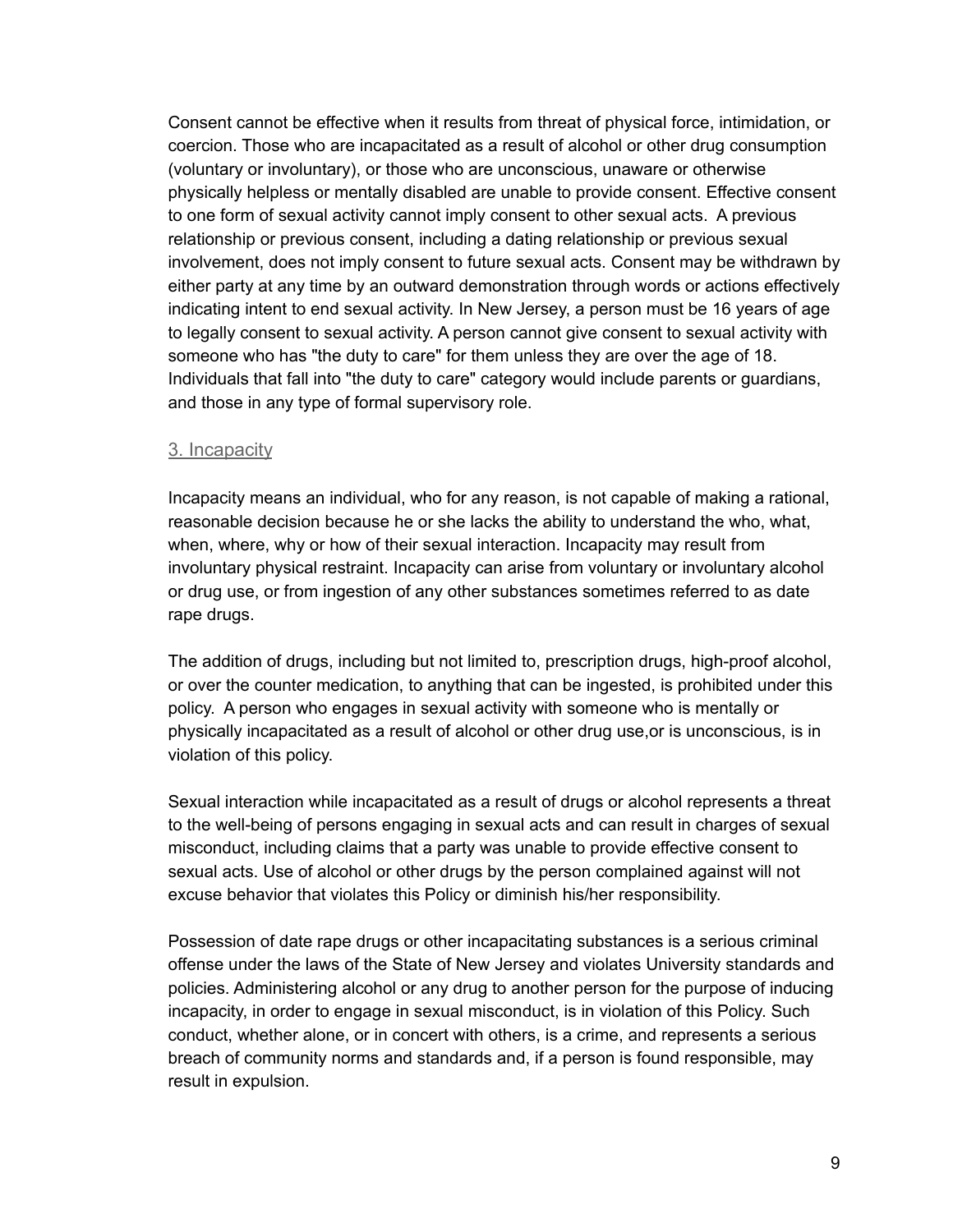Consent cannot be effective when it results from threat of physical force, intimidation, or coercion. Those who are incapacitated as a result of alcohol or other drug consumption (voluntary or involuntary), or those who are unconscious, unaware or otherwise physically helpless or mentally disabled are unable to provide consent. Effective consent to one form of sexual activity cannot imply consent to other sexual acts. A previous relationship or previous consent, including a dating relationship or previous sexual involvement, does not imply consent to future sexual acts. Consent may be withdrawn by either party at any time by an outward demonstration through words or actions effectively indicating intent to end sexual activity. In New Jersey, a person must be 16 years of age to legally consent to sexual activity. A person cannot give consent to sexual activity with someone who has "the duty to care" for them unless they are over the age of 18. Individuals that fall into "the duty to care" category would include parents or guardians, and those in any type of formal supervisory role.

### 3. Incapacity

Incapacity means an individual, who for any reason, is not capable of making a rational, reasonable decision because he or she lacks the ability to understand the who, what, when, where, why or how of their sexual interaction. Incapacity may result from involuntary physical restraint. Incapacity can arise from voluntary or involuntary alcohol or drug use, or from ingestion of any other substances sometimes referred to as date rape drugs.

The addition of drugs, including but not limited to, prescription drugs, high-proof alcohol, or over the counter medication, to anything that can be ingested, is prohibited under this policy. A person who engages in sexual activity with someone who is mentally or physically incapacitated as a result of alcohol or other drug use,or is unconscious, is in violation of this policy.

Sexual interaction while incapacitated as a result of drugs or alcohol represents a threat to the well-being of persons engaging in sexual acts and can result in charges of sexual misconduct, including claims that a party was unable to provide effective consent to sexual acts. Use of alcohol or other drugs by the person complained against will not excuse behavior that violates this Policy or diminish his/her responsibility.

Possession of date rape drugs or other incapacitating substances is a serious criminal offense under the laws of the State of New Jersey and violates University standards and policies. Administering alcohol or any drug to another person for the purpose of inducing incapacity, in order to engage in sexual misconduct, is in violation of this Policy. Such conduct, whether alone, or in concert with others, is a crime, and represents a serious breach of community norms and standards and, if a person is found responsible, may result in expulsion.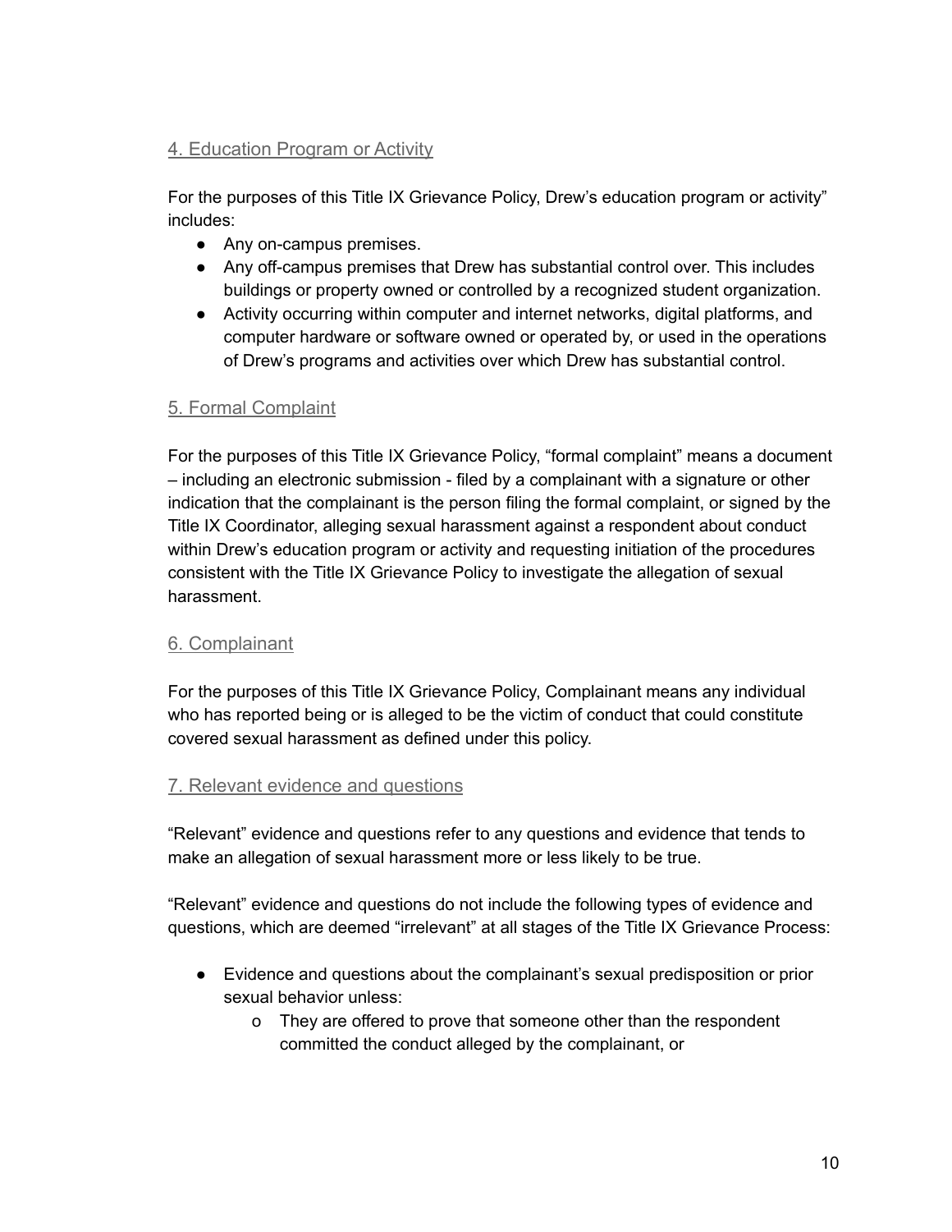### 4. Education Program or Activity

For the purposes of this Title IX Grievance Policy, Drew's education program or activity" includes:

- Any on-campus premises.
- Any off-campus premises that Drew has substantial control over. This includes buildings or property owned or controlled by a recognized student organization.
- Activity occurring within computer and internet networks, digital platforms, and computer hardware or software owned or operated by, or used in the operations of Drew's programs and activities over which Drew has substantial control.

### 5. Formal Complaint

For the purposes of this Title IX Grievance Policy, "formal complaint" means a document – including an electronic submission - filed by a complainant with a signature or other indication that the complainant is the person filing the formal complaint, or signed by the Title IX Coordinator, alleging sexual harassment against a respondent about conduct within Drew's education program or activity and requesting initiation of the procedures consistent with the Title IX Grievance Policy to investigate the allegation of sexual harassment.

### 6. Complainant

For the purposes of this Title IX Grievance Policy, Complainant means any individual who has reported being or is alleged to be the victim of conduct that could constitute covered sexual harassment as defined under this policy.

### 7. Relevant evidence and questions

"Relevant" evidence and questions refer to any questions and evidence that tends to make an allegation of sexual harassment more or less likely to be true.

"Relevant" evidence and questions do not include the following types of evidence and questions, which are deemed "irrelevant" at all stages of the Title IX Grievance Process:

- Evidence and questions about the complainant's sexual predisposition or prior sexual behavior unless:
  - They are offered to prove that someone other than the respondent committed the conduct alleged by the complainant, or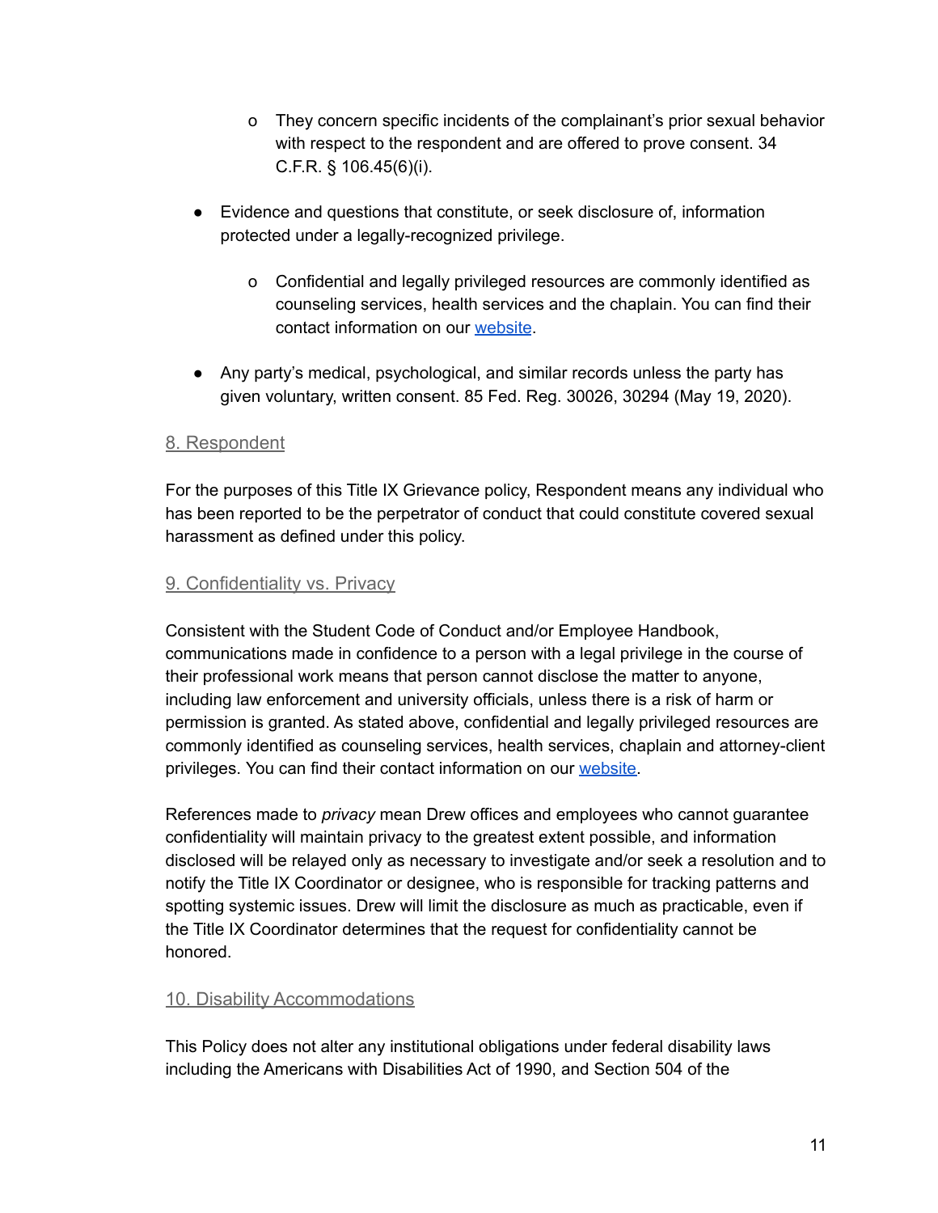- They concern specific incidents of the complainant's prior sexual behavior with respect to the respondent and are offered to prove consent. 34 C.F.R. § 106.45(6)(i).

- Evidence and questions that constitute, or seek disclosure of, information protected under a legally-recognized privilege.
    - Confidential and legally privileged resources are commonly identified as counseling services, health services and the chaplain. You can find their contact information on our website.

- Any party's medical, psychological, and similar records unless the party has given voluntary, written consent. 85 Fed. Reg. 30026, 30294 (May 19, 2020).

## 8. Respondent

For the purposes of this Title IX Grievance policy, Respondent means any individual who has been reported to be the perpetrator of conduct that could constitute covered sexual harassment as defined under this policy.

## 9. Confidentiality vs. Privacy

Consistent with the Student Code of Conduct and/or Employee Handbook, communications made in confidence to a person with a legal privilege in the course of their professional work means that person cannot disclose the matter to anyone, including law enforcement and university officials, unless there is a risk of harm or permission is granted. As stated above, confidential and legally privileged resources are commonly identified as counseling services, health services, chaplain and attorney-client privileges. You can find their contact information on our website.

References made to *privacy* mean Drew offices and employees who cannot guarantee confidentiality will maintain privacy to the greatest extent possible, and information disclosed will be relayed only as necessary to investigate and/or seek a resolution and to notify the Title IX Coordinator or designee, who is responsible for tracking patterns and spotting systemic issues. Drew will limit the disclosure as much as practicable, even if the Title IX Coordinator determines that the request for confidentiality cannot be honored.

## 10. Disability Accommodations

This Policy does not alter any institutional obligations under federal disability laws including the Americans with Disabilities Act of 1990, and Section 504 of the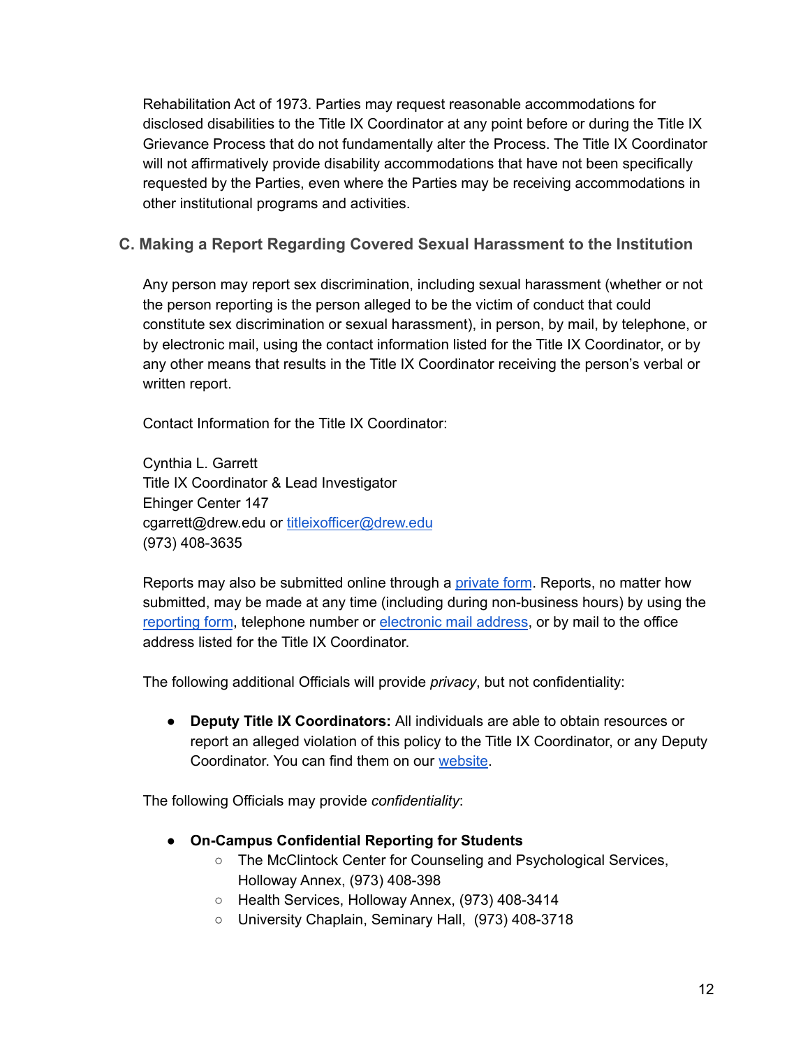Rehabilitation Act of 1973. Parties may request reasonable accommodations for disclosed disabilities to the Title IX Coordinator at any point before or during the Title IX Grievance Process that do not fundamentally alter the Process. The Title IX Coordinator will not affirmatively provide disability accommodations that have not been specifically requested by the Parties, even where the Parties may be receiving accommodations in other institutional programs and activities.

### C. Making a Report Regarding Covered Sexual Harassment to the Institution

Any person may report sex discrimination, including sexual harassment (whether or not the person reporting is the person alleged to be the victim of conduct that could constitute sex discrimination or sexual harassment), in person, by mail, by telephone, or by electronic mail, using the contact information listed for the Title IX Coordinator, or by any other means that results in the Title IX Coordinator receiving the person's verbal or written report.

Contact Information for the Title IX Coordinator:

Cynthia L. Garrett
Title IX Coordinator & Lead Investigator
Ehinger Center 147
cgarrett@drew.edu or titleixofficer@drew.edu
(973) 408-3635

Reports may also be submitted online through a private form. Reports, no matter how submitted, may be made at any time (including during non-business hours) by using the reporting form, telephone number or electronic mail address, or by mail to the office address listed for the Title IX Coordinator.

The following additional Officials will provide *privacy*, but not confidentiality:

- **Deputy Title IX Coordinators:** All individuals are able to obtain resources or report an alleged violation of this policy to the Title IX Coordinator, or any Deputy Coordinator. You can find them on our website.

The following Officials may provide *confidentiality*:

- **On-Campus Confidential Reporting for Students**
  - The McClintock Center for Counseling and Psychological Services, Holloway Annex, (973) 408-398
  - Health Services, Holloway Annex, (973) 408-3414
  - University Chaplain, Seminary Hall, (973) 408-3718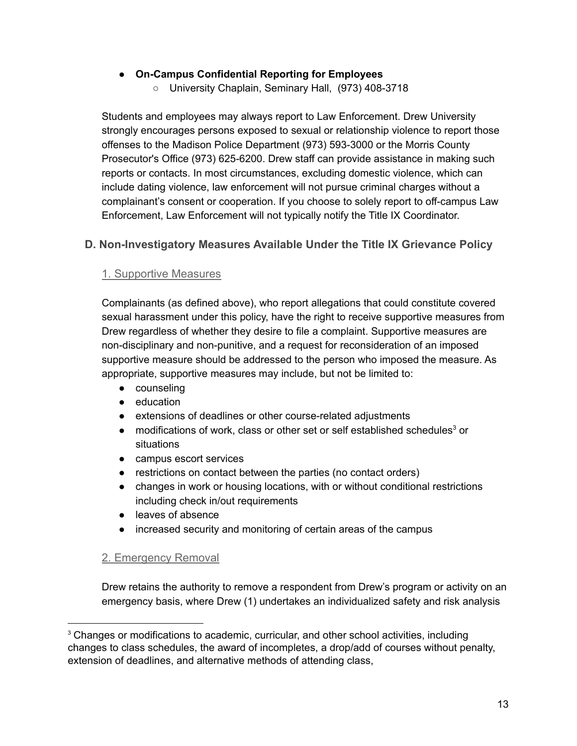- **On-Campus Confidential Reporting for Employees**
  - University Chaplain, Seminary Hall, (973) 408-3718

Students and employees may always report to Law Enforcement. Drew University strongly encourages persons exposed to sexual or relationship violence to report those offenses to the Madison Police Department (973) 593-3000 or the Morris County Prosecutor's Office (973) 625-6200. Drew staff can provide assistance in making such reports or contacts. In most circumstances, excluding domestic violence, which can include dating violence, law enforcement will not pursue criminal charges without a complainant's consent or cooperation. If you choose to solely report to off-campus Law Enforcement, Law Enforcement will not typically notify the Title IX Coordinator.

## D. Non-Investigatory Measures Available Under the Title IX Grievance Policy

### 1. Supportive Measures

Complainants (as defined above), who report allegations that could constitute covered sexual harassment under this policy, have the right to receive supportive measures from Drew regardless of whether they desire to file a complaint. Supportive measures are non-disciplinary and non-punitive, and a request for reconsideration of an imposed supportive measure should be addressed to the person who imposed the measure. As appropriate, supportive measures may include, but not be limited to:

- counseling
- education
- extensions of deadlines or other course-related adjustments
- modifications of work, class or other set or self established schedules[3] or situations
- campus escort services
- restrictions on contact between the parties (no contact orders)
- changes in work or housing locations, with or without conditional restrictions including check in/out requirements
- leaves of absence
- increased security and monitoring of certain areas of the campus

### 2. Emergency Removal

Drew retains the authority to remove a respondent from Drew's program or activity on an emergency basis, where Drew (1) undertakes an individualized safety and risk analysis

[3] Changes or modifications to academic, curricular, and other school activities, including changes to class schedules, the award of incompletes, a drop/add of courses without penalty, extension of deadlines, and alternative methods of attending class,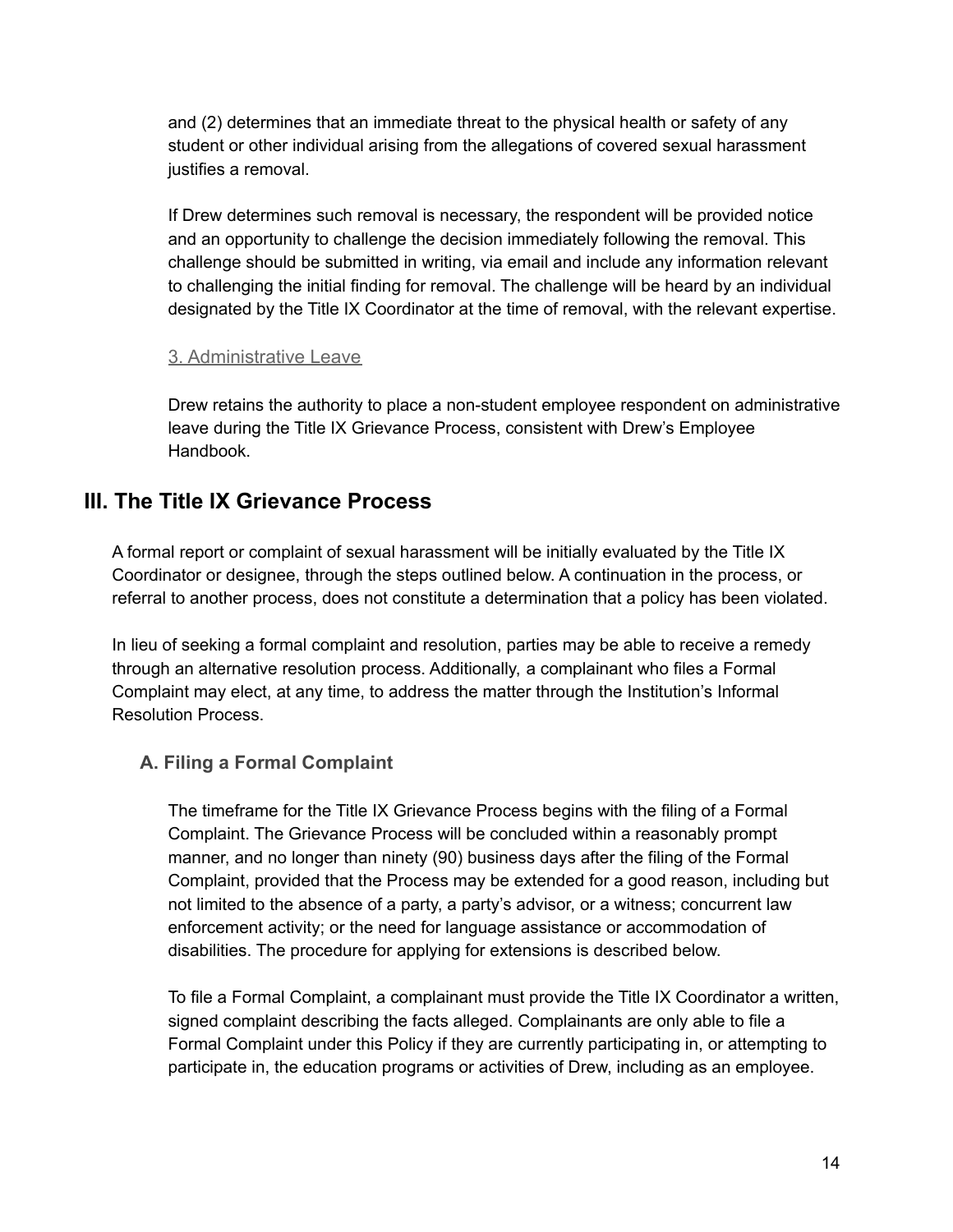and (2) determines that an immediate threat to the physical health or safety of any student or other individual arising from the allegations of covered sexual harassment justifies a removal.

If Drew determines such removal is necessary, the respondent will be provided notice and an opportunity to challenge the decision immediately following the removal. This challenge should be submitted in writing, via email and include any information relevant to challenging the initial finding for removal. The challenge will be heard by an individual designated by the Title IX Coordinator at the time of removal, with the relevant expertise.

#### 3. Administrative Leave

Drew retains the authority to place a non-student employee respondent on administrative leave during the Title IX Grievance Process, consistent with Drew's Employee Handbook.

## III. The Title IX Grievance Process

A formal report or complaint of sexual harassment will be initially evaluated by the Title IX Coordinator or designee, through the steps outlined below. A continuation in the process, or referral to another process, does not constitute a determination that a policy has been violated.

In lieu of seeking a formal complaint and resolution, parties may be able to receive a remedy through an alternative resolution process. Additionally, a complainant who files a Formal Complaint may elect, at any time, to address the matter through the Institution's Informal Resolution Process.

### A. Filing a Formal Complaint

The timeframe for the Title IX Grievance Process begins with the filing of a Formal Complaint. The Grievance Process will be concluded within a reasonably prompt manner, and no longer than ninety (90) business days after the filing of the Formal Complaint, provided that the Process may be extended for a good reason, including but not limited to the absence of a party, a party's advisor, or a witness; concurrent law enforcement activity; or the need for language assistance or accommodation of disabilities. The procedure for applying for extensions is described below.

To file a Formal Complaint, a complainant must provide the Title IX Coordinator a written, signed complaint describing the facts alleged. Complainants are only able to file a Formal Complaint under this Policy if they are currently participating in, or attempting to participate in, the education programs or activities of Drew, including as an employee.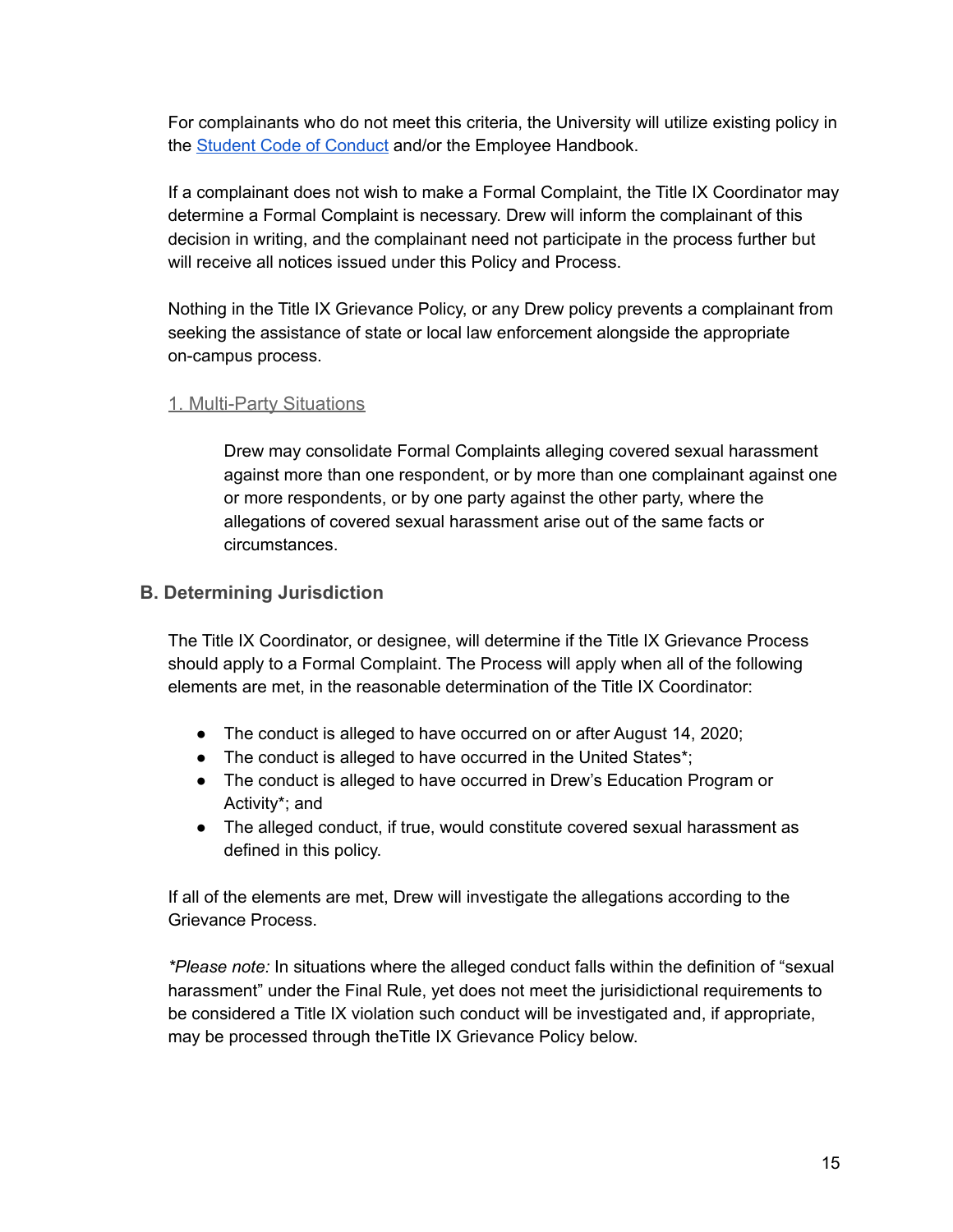For complainants who do not meet this criteria, the University will utilize existing policy in the [Student Code of Conduct](#) and/or the Employee Handbook.

If a complainant does not wish to make a Formal Complaint, the Title IX Coordinator may determine a Formal Complaint is necessary. Drew will inform the complainant of this decision in writing, and the complainant need not participate in the process further but will receive all notices issued under this Policy and Process.

Nothing in the Title IX Grievance Policy, or any Drew policy prevents a complainant from seeking the assistance of state or local law enforcement alongside the appropriate on-campus process.

#### 1. Multi-Party Situations

Drew may consolidate Formal Complaints alleging covered sexual harassment against more than one respondent, or by more than one complainant against one or more respondents, or by one party against the other party, where the allegations of covered sexual harassment arise out of the same facts or circumstances.

### B. Determining Jurisdiction

The Title IX Coordinator, or designee, will determine if the Title IX Grievance Process should apply to a Formal Complaint. The Process will apply when all of the following elements are met, in the reasonable determination of the Title IX Coordinator:

- The conduct is alleged to have occurred on or after August 14, 2020;
- The conduct is alleged to have occurred in the United States*;
- The conduct is alleged to have occurred in Drew's Education Program or Activity*; and
- The alleged conduct, if true, would constitute covered sexual harassment as defined in this policy.

If all of the elements are met, Drew will investigate the allegations according to the Grievance Process.

*\*Please note:* In situations where the alleged conduct falls within the definition of "sexual harassment" under the Final Rule, yet does not meet the jurisdictional requirements to be considered a Title IX violation such conduct will be investigated and, if appropriate, may be processed through theTitle IX Grievance Policy below.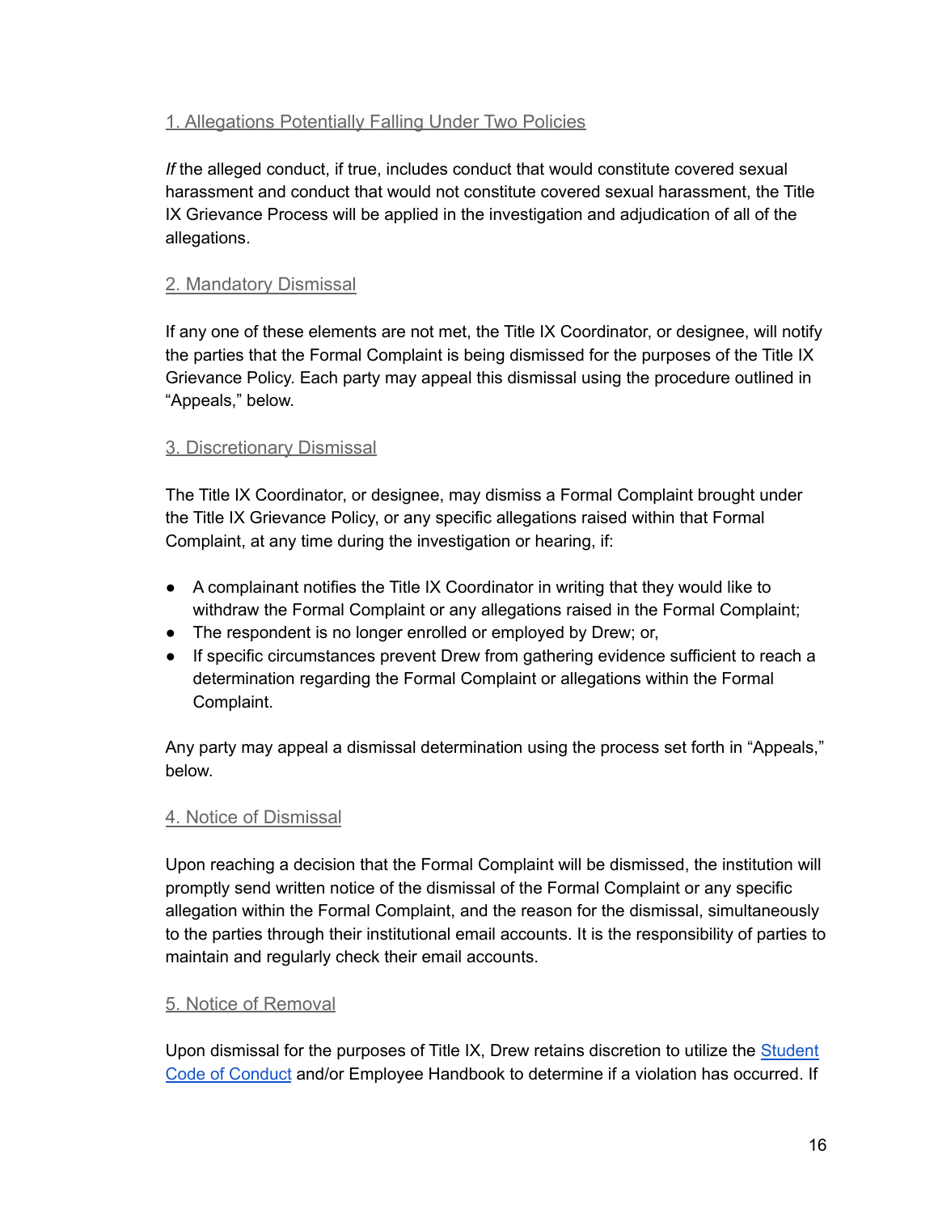### 1. Allegations Potentially Falling Under Two Policies

*If* the alleged conduct, if true, includes conduct that would constitute covered sexual harassment and conduct that would not constitute covered sexual harassment, the Title IX Grievance Process will be applied in the investigation and adjudication of all of the allegations.

### 2. Mandatory Dismissal

If any one of these elements are not met, the Title IX Coordinator, or designee, will notify the parties that the Formal Complaint is being dismissed for the purposes of the Title IX Grievance Policy. Each party may appeal this dismissal using the procedure outlined in "Appeals," below.

### 3. Discretionary Dismissal

The Title IX Coordinator, or designee, may dismiss a Formal Complaint brought under the Title IX Grievance Policy, or any specific allegations raised within that Formal Complaint, at any time during the investigation or hearing, if:

- A complainant notifies the Title IX Coordinator in writing that they would like to withdraw the Formal Complaint or any allegations raised in the Formal Complaint;
- The respondent is no longer enrolled or employed by Drew; or,
- If specific circumstances prevent Drew from gathering evidence sufficient to reach a determination regarding the Formal Complaint or allegations within the Formal Complaint.

Any party may appeal a dismissal determination using the process set forth in "Appeals," below.

### 4. Notice of Dismissal

Upon reaching a decision that the Formal Complaint will be dismissed, the institution will promptly send written notice of the dismissal of the Formal Complaint or any specific allegation within the Formal Complaint, and the reason for the dismissal, simultaneously to the parties through their institutional email accounts. It is the responsibility of parties to maintain and regularly check their email accounts.

### 5. Notice of Removal

Upon dismissal for the purposes of Title IX, Drew retains discretion to utilize the Student Code of Conduct and/or Employee Handbook to determine if a violation has occurred. If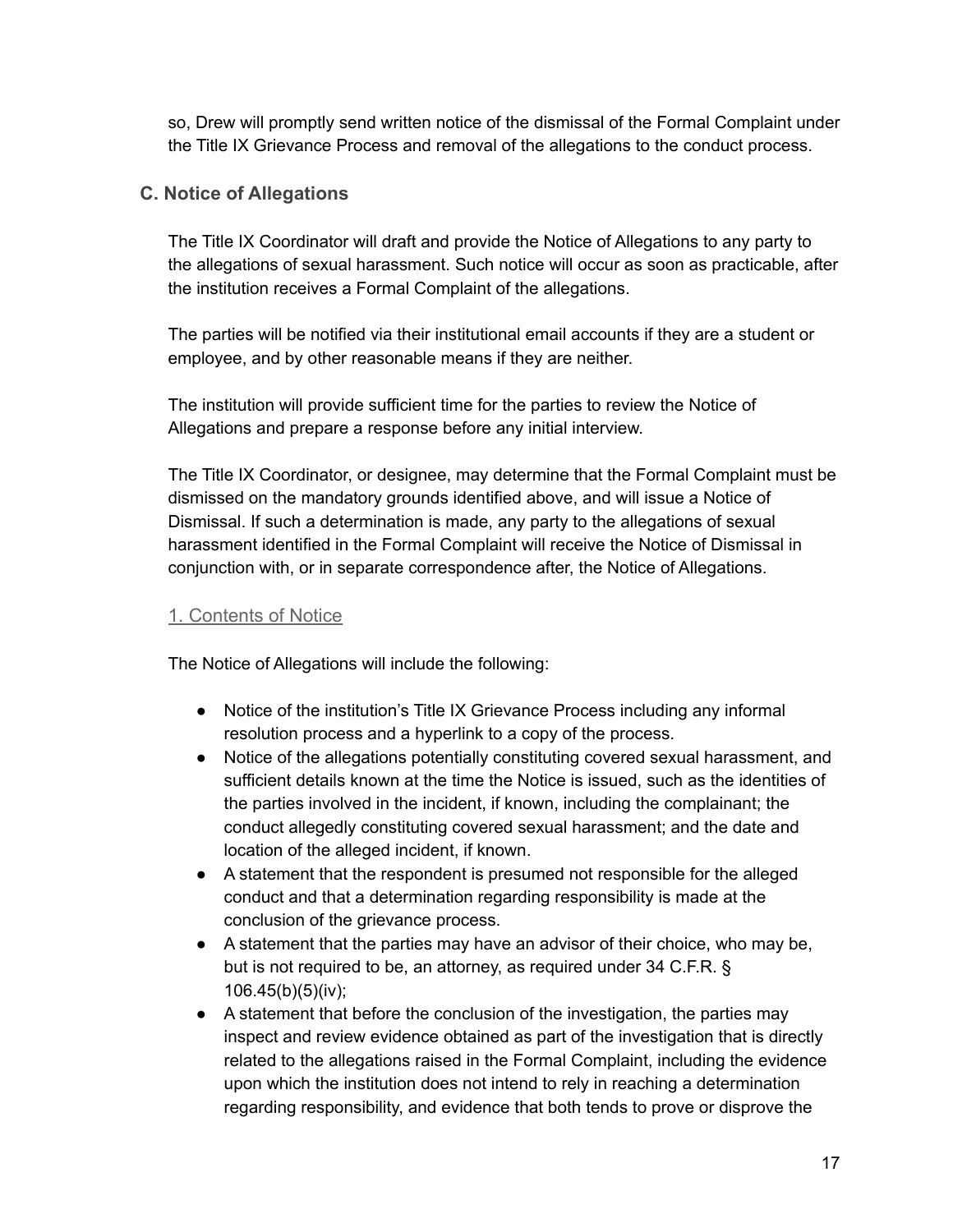so, Drew will promptly send written notice of the dismissal of the Formal Complaint under the Title IX Grievance Process and removal of the allegations to the conduct process.

### C. Notice of Allegations

The Title IX Coordinator will draft and provide the Notice of Allegations to any party to the allegations of sexual harassment. Such notice will occur as soon as practicable, after the institution receives a Formal Complaint of the allegations.

The parties will be notified via their institutional email accounts if they are a student or employee, and by other reasonable means if they are neither.

The institution will provide sufficient time for the parties to review the Notice of Allegations and prepare a response before any initial interview.

The Title IX Coordinator, or designee, may determine that the Formal Complaint must be dismissed on the mandatory grounds identified above, and will issue a Notice of Dismissal. If such a determination is made, any party to the allegations of sexual harassment identified in the Formal Complaint will receive the Notice of Dismissal in conjunction with, or in separate correspondence after, the Notice of Allegations.

#### 1. Contents of Notice

The Notice of Allegations will include the following:

- Notice of the institution's Title IX Grievance Process including any informal resolution process and a hyperlink to a copy of the process.
- Notice of the allegations potentially constituting covered sexual harassment, and sufficient details known at the time the Notice is issued, such as the identities of the parties involved in the incident, if known, including the complainant; the conduct allegedly constituting covered sexual harassment; and the date and location of the alleged incident, if known.
- A statement that the respondent is presumed not responsible for the alleged conduct and that a determination regarding responsibility is made at the conclusion of the grievance process.
- A statement that the parties may have an advisor of their choice, who may be, but is not required to be, an attorney, as required under 34 C.F.R. § 106.45(b)(5)(iv);
- A statement that before the conclusion of the investigation, the parties may inspect and review evidence obtained as part of the investigation that is directly related to the allegations raised in the Formal Complaint, including the evidence upon which the institution does not intend to rely in reaching a determination regarding responsibility, and evidence that both tends to prove or disprove the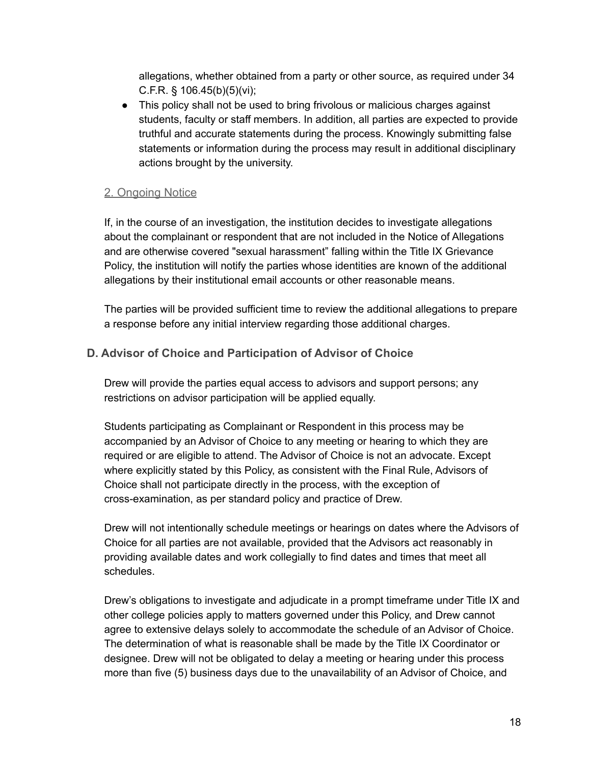allegations, whether obtained from a party or other source, as required under 34 C.F.R. § 106.45(b)(5)(vi);

- This policy shall not be used to bring frivolous or malicious charges against students, faculty or staff members. In addition, all parties are expected to provide truthful and accurate statements during the process. Knowingly submitting false statements or information during the process may result in additional disciplinary actions brought by the university.

#### 2. Ongoing Notice

If, in the course of an investigation, the institution decides to investigate allegations about the complainant or respondent that are not included in the Notice of Allegations and are otherwise covered "sexual harassment" falling within the Title IX Grievance Policy, the institution will notify the parties whose identities are known of the additional allegations by their institutional email accounts or other reasonable means.

The parties will be provided sufficient time to review the additional allegations to prepare a response before any initial interview regarding those additional charges.

### D. Advisor of Choice and Participation of Advisor of Choice

Drew will provide the parties equal access to advisors and support persons; any restrictions on advisor participation will be applied equally.

Students participating as Complainant or Respondent in this process may be accompanied by an Advisor of Choice to any meeting or hearing to which they are required or are eligible to attend. The Advisor of Choice is not an advocate. Except where explicitly stated by this Policy, as consistent with the Final Rule, Advisors of Choice shall not participate directly in the process, with the exception of cross-examination, as per standard policy and practice of Drew.

Drew will not intentionally schedule meetings or hearings on dates where the Advisors of Choice for all parties are not available, provided that the Advisors act reasonably in providing available dates and work collegially to find dates and times that meet all schedules.

Drew's obligations to investigate and adjudicate in a prompt timeframe under Title IX and other college policies apply to matters governed under this Policy, and Drew cannot agree to extensive delays solely to accommodate the schedule of an Advisor of Choice. The determination of what is reasonable shall be made by the Title IX Coordinator or designee. Drew will not be obligated to delay a meeting or hearing under this process more than five (5) business days due to the unavailability of an Advisor of Choice, and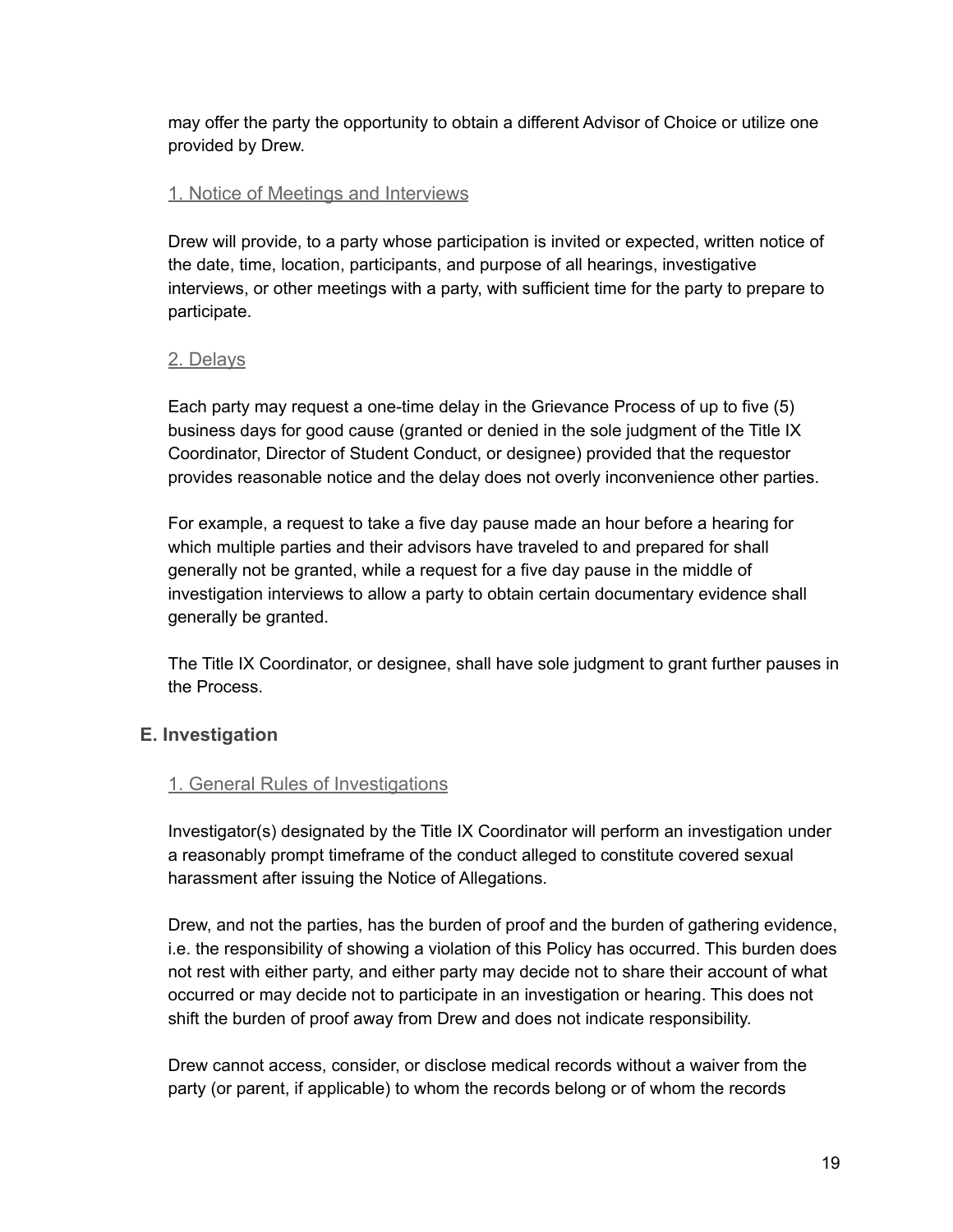may offer the party the opportunity to obtain a different Advisor of Choice or utilize one provided by Drew.

#### 1. Notice of Meetings and Interviews

Drew will provide, to a party whose participation is invited or expected, written notice of the date, time, location, participants, and purpose of all hearings, investigative interviews, or other meetings with a party, with sufficient time for the party to prepare to participate.

#### 2. Delays

Each party may request a one-time delay in the Grievance Process of up to five (5) business days for good cause (granted or denied in the sole judgment of the Title IX Coordinator, Director of Student Conduct, or designee) provided that the requestor provides reasonable notice and the delay does not overly inconvenience other parties.

For example, a request to take a five day pause made an hour before a hearing for which multiple parties and their advisors have traveled to and prepared for shall generally not be granted, while a request for a five day pause in the middle of investigation interviews to allow a party to obtain certain documentary evidence shall generally be granted.

The Title IX Coordinator, or designee, shall have sole judgment to grant further pauses in the Process.

### E. Investigation

#### 1. General Rules of Investigations

Investigator(s) designated by the Title IX Coordinator will perform an investigation under a reasonably prompt timeframe of the conduct alleged to constitute covered sexual harassment after issuing the Notice of Allegations.

Drew, and not the parties, has the burden of proof and the burden of gathering evidence, i.e. the responsibility of showing a violation of this Policy has occurred. This burden does not rest with either party, and either party may decide not to share their account of what occurred or may decide not to participate in an investigation or hearing. This does not shift the burden of proof away from Drew and does not indicate responsibility.

Drew cannot access, consider, or disclose medical records without a waiver from the party (or parent, if applicable) to whom the records belong or of whom the records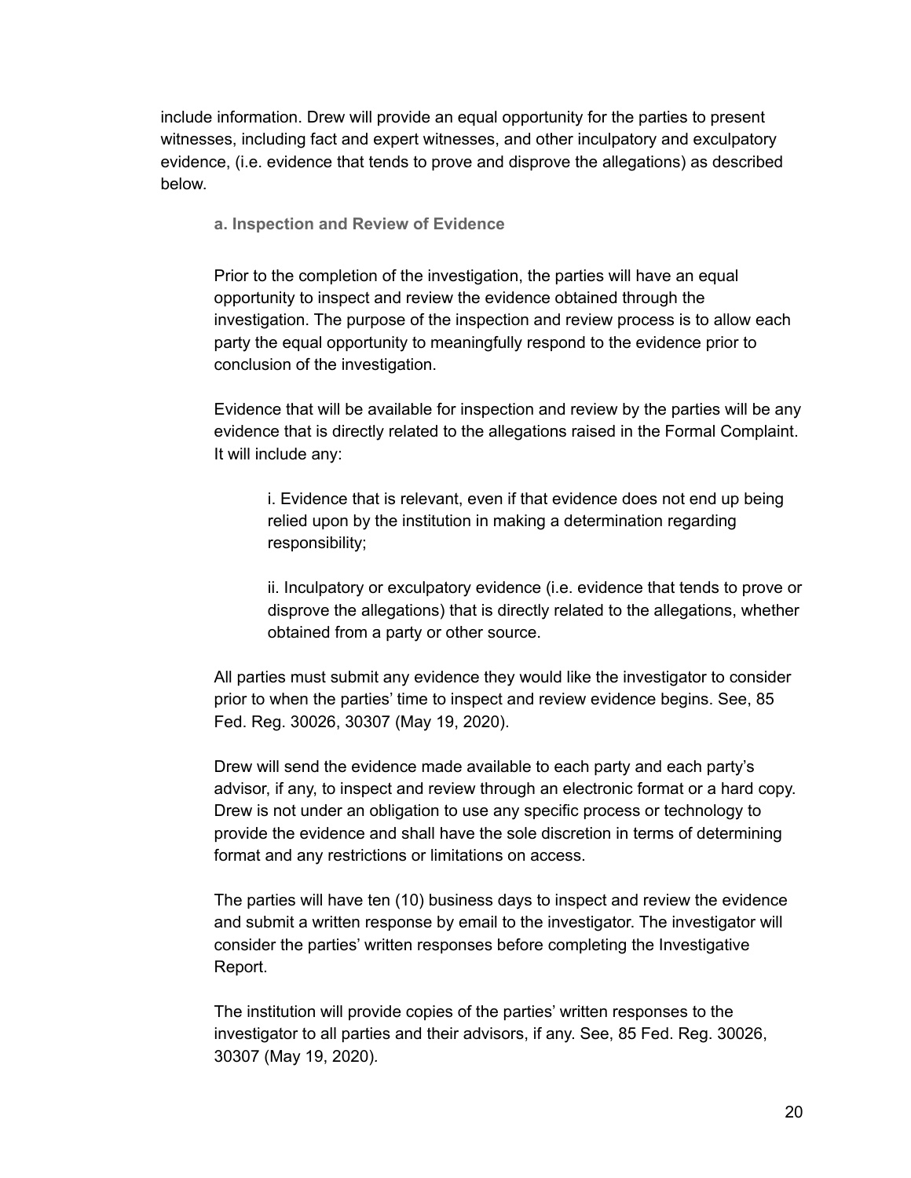include information. Drew will provide an equal opportunity for the parties to present witnesses, including fact and expert witnesses, and other inculpatory and exculpatory evidence, (i.e. evidence that tends to prove and disprove the allegations) as described below.

#### a. Inspection and Review of Evidence

Prior to the completion of the investigation, the parties will have an equal opportunity to inspect and review the evidence obtained through the investigation. The purpose of the inspection and review process is to allow each party the equal opportunity to meaningfully respond to the evidence prior to conclusion of the investigation.

Evidence that will be available for inspection and review by the parties will be any evidence that is directly related to the allegations raised in the Formal Complaint. It will include any:

i. Evidence that is relevant, even if that evidence does not end up being relied upon by the institution in making a determination regarding responsibility;

ii. Inculpatory or exculpatory evidence (i.e. evidence that tends to prove or disprove the allegations) that is directly related to the allegations, whether obtained from a party or other source.

All parties must submit any evidence they would like the investigator to consider prior to when the parties' time to inspect and review evidence begins. See, 85 Fed. Reg. 30026, 30307 (May 19, 2020).

Drew will send the evidence made available to each party and each party's advisor, if any, to inspect and review through an electronic format or a hard copy. Drew is not under an obligation to use any specific process or technology to provide the evidence and shall have the sole discretion in terms of determining format and any restrictions or limitations on access.

The parties will have ten (10) business days to inspect and review the evidence and submit a written response by email to the investigator. The investigator will consider the parties' written responses before completing the Investigative Report.

The institution will provide copies of the parties' written responses to the investigator to all parties and their advisors, if any. See, 85 Fed. Reg. 30026, 30307 (May 19, 2020).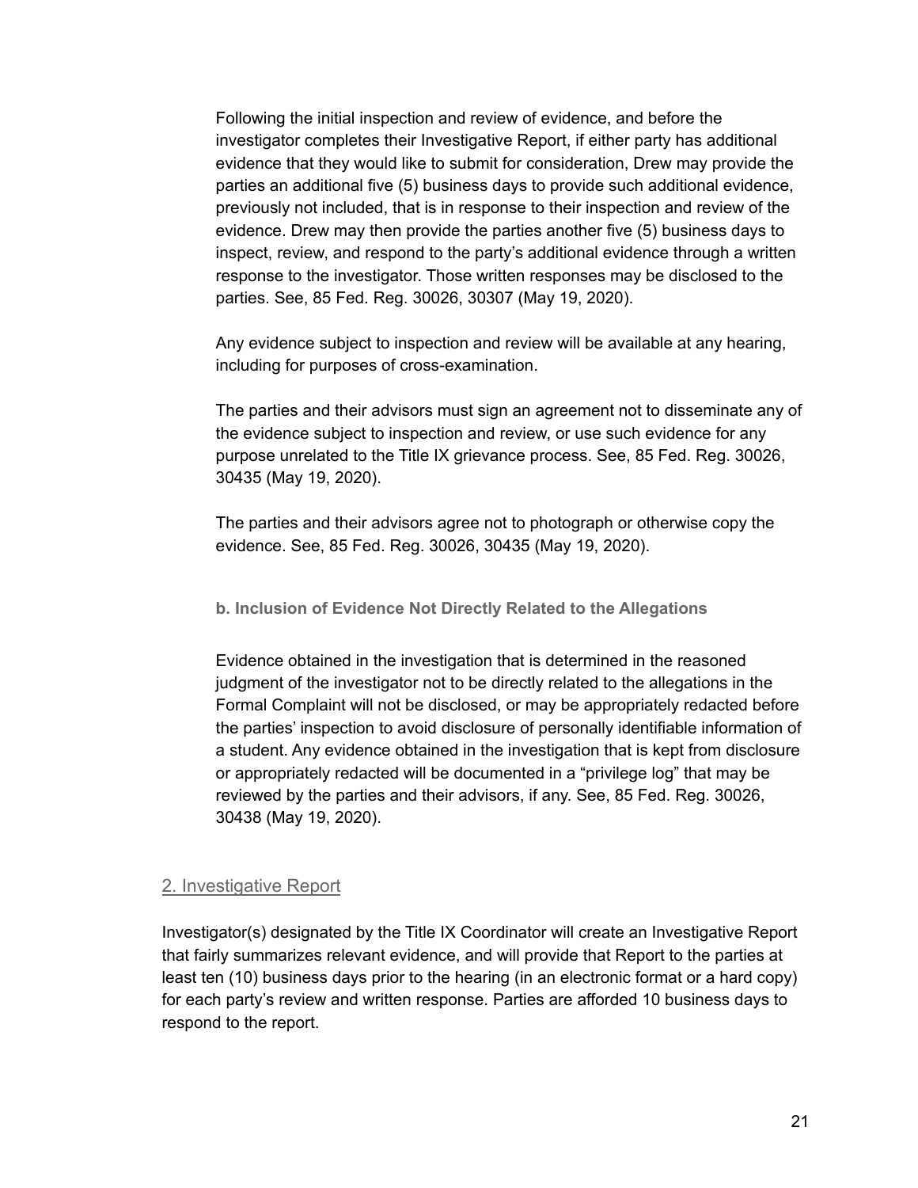Following the initial inspection and review of evidence, and before the investigator completes their Investigative Report, if either party has additional evidence that they would like to submit for consideration, Drew may provide the parties an additional five (5) business days to provide such additional evidence, previously not included, that is in response to their inspection and review of the evidence. Drew may then provide the parties another five (5) business days to inspect, review, and respond to the party's additional evidence through a written response to the investigator. Those written responses may be disclosed to the parties. See, 85 Fed. Reg. 30026, 30307 (May 19, 2020).

Any evidence subject to inspection and review will be available at any hearing, including for purposes of cross-examination.

The parties and their advisors must sign an agreement not to disseminate any of the evidence subject to inspection and review, or use such evidence for any purpose unrelated to the Title IX grievance process. See, 85 Fed. Reg. 30026, 30435 (May 19, 2020).

The parties and their advisors agree not to photograph or otherwise copy the evidence. See, 85 Fed. Reg. 30026, 30435 (May 19, 2020).

#### b. Inclusion of Evidence Not Directly Related to the Allegations

Evidence obtained in the investigation that is determined in the reasoned judgment of the investigator not to be directly related to the allegations in the Formal Complaint will not be disclosed, or may be appropriately redacted before the parties' inspection to avoid disclosure of personally identifiable information of a student. Any evidence obtained in the investigation that is kept from disclosure or appropriately redacted will be documented in a "privilege log" that may be reviewed by the parties and their advisors, if any. See, 85 Fed. Reg. 30026, 30438 (May 19, 2020).

### 2. Investigative Report

Investigator(s) designated by the Title IX Coordinator will create an Investigative Report that fairly summarizes relevant evidence, and will provide that Report to the parties at least ten (10) business days prior to the hearing (in an electronic format or a hard copy) for each party's review and written response. Parties are afforded 10 business days to respond to the report.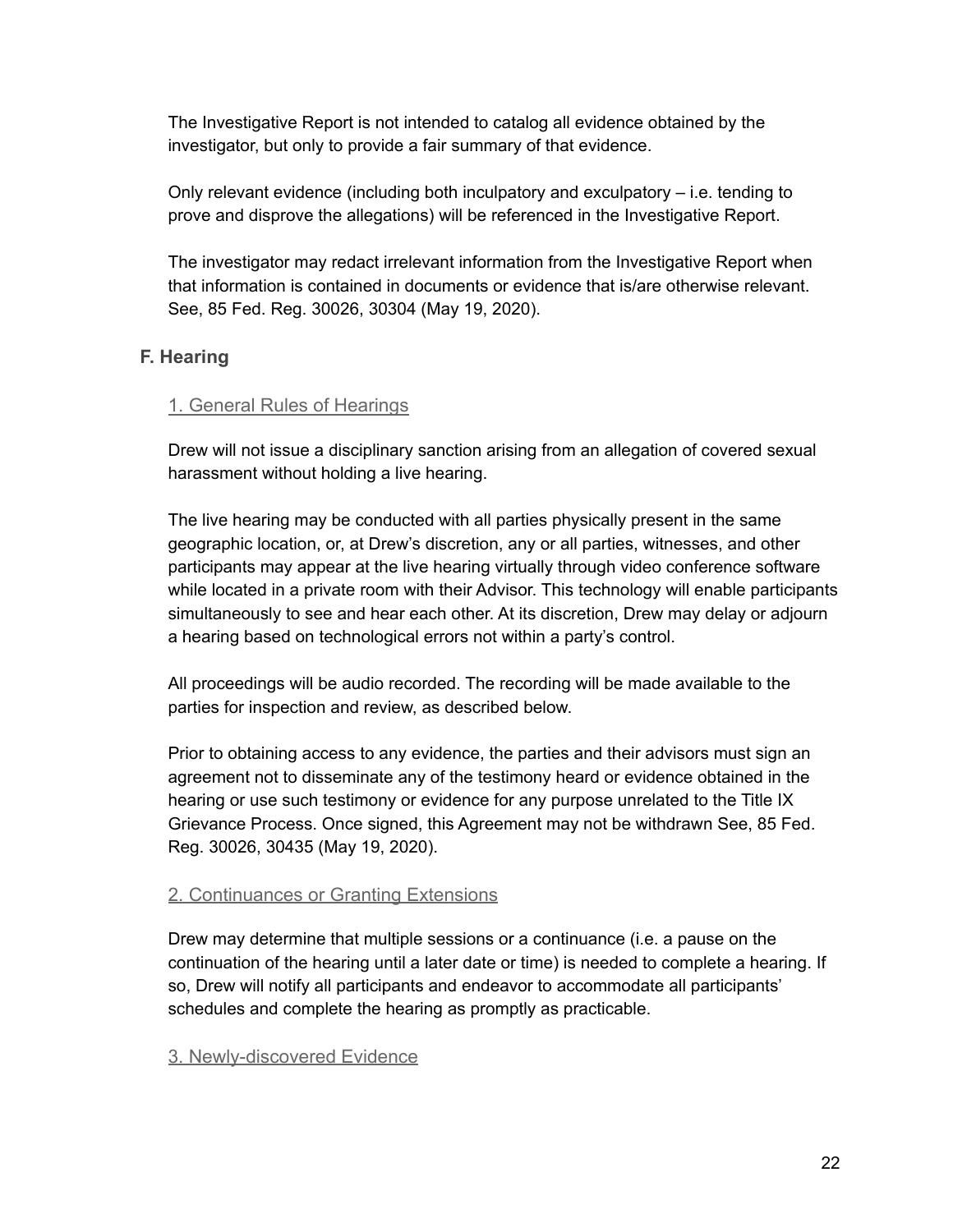The Investigative Report is not intended to catalog all evidence obtained by the investigator, but only to provide a fair summary of that evidence.

Only relevant evidence (including both inculpatory and exculpatory – i.e. tending to prove and disprove the allegations) will be referenced in the Investigative Report.

The investigator may redact irrelevant information from the Investigative Report when that information is contained in documents or evidence that is/are otherwise relevant. See, 85 Fed. Reg. 30026, 30304 (May 19, 2020).

### F. Hearing

#### 1. General Rules of Hearings

Drew will not issue a disciplinary sanction arising from an allegation of covered sexual harassment without holding a live hearing.

The live hearing may be conducted with all parties physically present in the same geographic location, or, at Drew's discretion, any or all parties, witnesses, and other participants may appear at the live hearing virtually through video conference software while located in a private room with their Advisor. This technology will enable participants simultaneously to see and hear each other. At its discretion, Drew may delay or adjourn a hearing based on technological errors not within a party's control.

All proceedings will be audio recorded. The recording will be made available to the parties for inspection and review, as described below.

Prior to obtaining access to any evidence, the parties and their advisors must sign an agreement not to disseminate any of the testimony heard or evidence obtained in the hearing or use such testimony or evidence for any purpose unrelated to the Title IX Grievance Process. Once signed, this Agreement may not be withdrawn See, 85 Fed. Reg. 30026, 30435 (May 19, 2020).

#### 2. Continuances or Granting Extensions

Drew may determine that multiple sessions or a continuance (i.e. a pause on the continuation of the hearing until a later date or time) is needed to complete a hearing. If so, Drew will notify all participants and endeavor to accommodate all participants' schedules and complete the hearing as promptly as practicable.

#### 3. Newly-discovered Evidence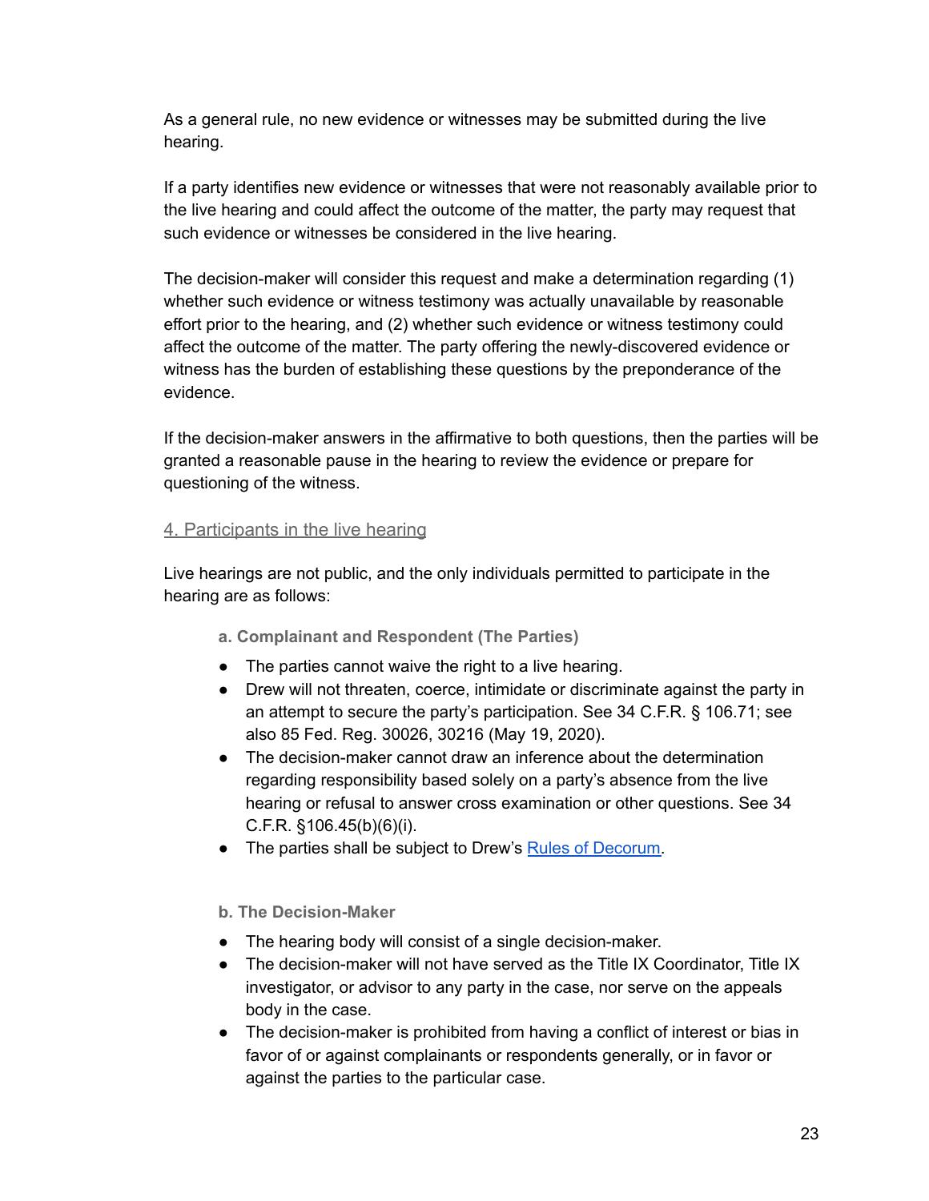As a general rule, no new evidence or witnesses may be submitted during the live hearing.

If a party identifies new evidence or witnesses that were not reasonably available prior to the live hearing and could affect the outcome of the matter, the party may request that such evidence or witnesses be considered in the live hearing.

The decision-maker will consider this request and make a determination regarding (1) whether such evidence or witness testimony was actually unavailable by reasonable effort prior to the hearing, and (2) whether such evidence or witness testimony could affect the outcome of the matter. The party offering the newly-discovered evidence or witness has the burden of establishing these questions by the preponderance of the evidence.

If the decision-maker answers in the affirmative to both questions, then the parties will be granted a reasonable pause in the hearing to review the evidence or prepare for questioning of the witness.

### 4. Participants in the live hearing

Live hearings are not public, and the only individuals permitted to participate in the hearing are as follows:

#### a. Complainant and Respondent (The Parties)

- The parties cannot waive the right to a live hearing.
- Drew will not threaten, coerce, intimidate or discriminate against the party in an attempt to secure the party's participation. See 34 C.F.R. § 106.71; see also 85 Fed. Reg. 30026, 30216 (May 19, 2020).
- The decision-maker cannot draw an inference about the determination regarding responsibility based solely on a party's absence from the live hearing or refusal to answer cross examination or other questions. See 34 C.F.R. §106.45(b)(6)(i).
- The parties shall be subject to Drew's [Rules of Decorum](#).

#### b. The Decision-Maker

- The hearing body will consist of a single decision-maker.
- The decision-maker will not have served as the Title IX Coordinator, Title IX investigator, or advisor to any party in the case, nor serve on the appeals body in the case.
- The decision-maker is prohibited from having a conflict of interest or bias in favor of or against complainants or respondents generally, or in favor or against the parties to the particular case.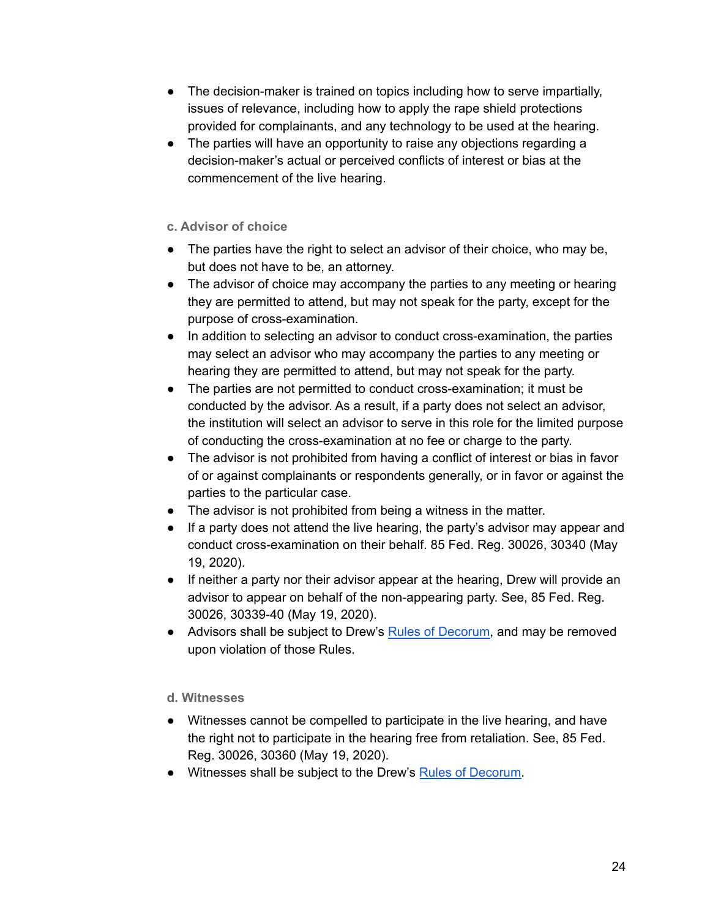- The decision-maker is trained on topics including how to serve impartially, issues of relevance, including how to apply the rape shield protections provided for complainants, and any technology to be used at the hearing.
- The parties will have an opportunity to raise any objections regarding a decision-maker's actual or perceived conflicts of interest or bias at the commencement of the live hearing.

#### c. Advisor of choice

- The parties have the right to select an advisor of their choice, who may be, but does not have to be, an attorney.
- The advisor of choice may accompany the parties to any meeting or hearing they are permitted to attend, but may not speak for the party, except for the purpose of cross-examination.
- In addition to selecting an advisor to conduct cross-examination, the parties may select an advisor who may accompany the parties to any meeting or hearing they are permitted to attend, but may not speak for the party.
- The parties are not permitted to conduct cross-examination; it must be conducted by the advisor. As a result, if a party does not select an advisor, the institution will select an advisor to serve in this role for the limited purpose of conducting the cross-examination at no fee or charge to the party.
- The advisor is not prohibited from having a conflict of interest or bias in favor of or against complainants or respondents generally, or in favor or against the parties to the particular case.
- The advisor is not prohibited from being a witness in the matter.
- If a party does not attend the live hearing, the party's advisor may appear and conduct cross-examination on their behalf. 85 Fed. Reg. 30026, 30340 (May 19, 2020).
- If neither a party nor their advisor appear at the hearing, Drew will provide an advisor to appear on behalf of the non-appearing party. See, 85 Fed. Reg. 30026, 30339-40 (May 19, 2020).
- Advisors shall be subject to Drew's Rules of Decorum, and may be removed upon violation of those Rules.

#### d. Witnesses

- Witnesses cannot be compelled to participate in the live hearing, and have the right not to participate in the hearing free from retaliation. See, 85 Fed. Reg. 30026, 30360 (May 19, 2020).
- Witnesses shall be subject to the Drew's Rules of Decorum.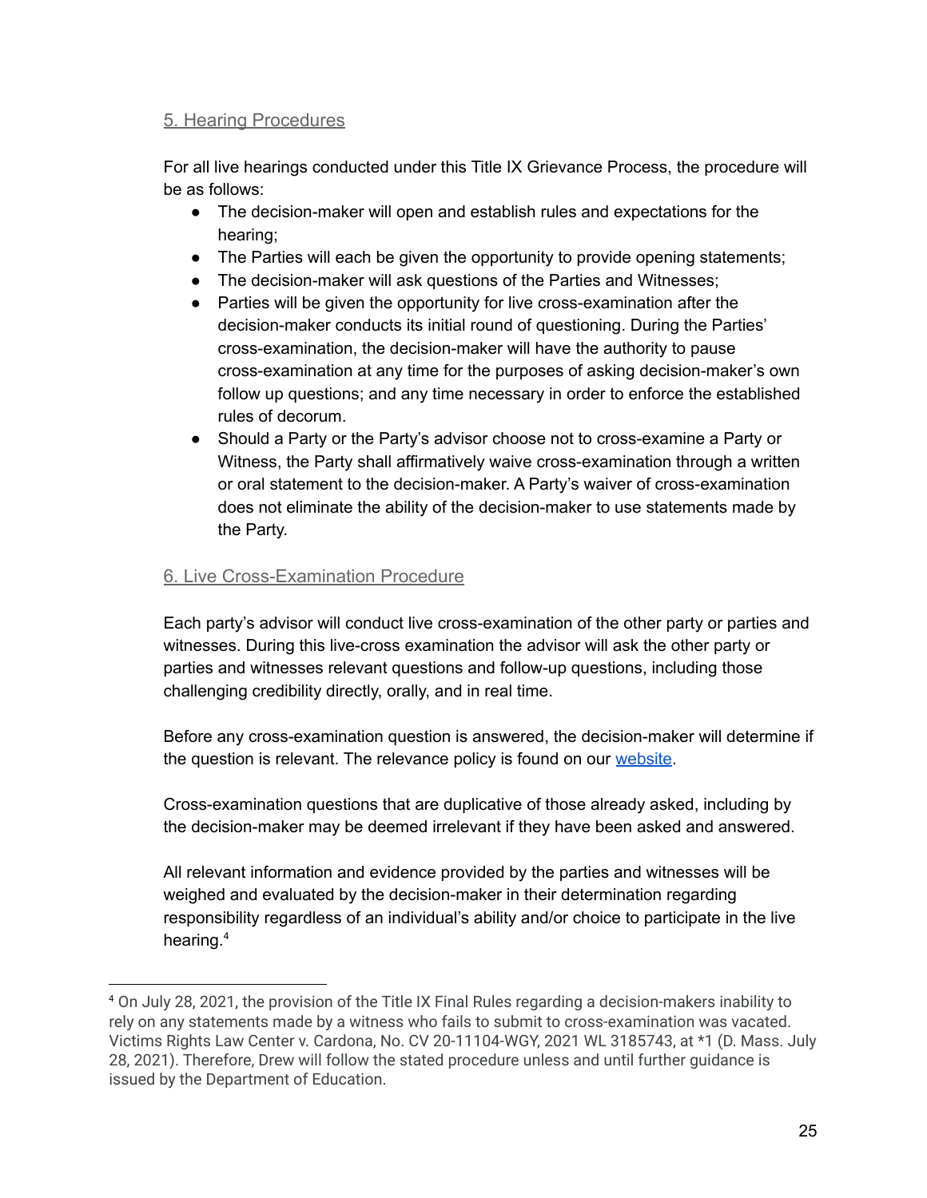### 5. Hearing Procedures

For all live hearings conducted under this Title IX Grievance Process, the procedure will be as follows:

- The decision-maker will open and establish rules and expectations for the hearing;
- The Parties will each be given the opportunity to provide opening statements;
- The decision-maker will ask questions of the Parties and Witnesses;
- Parties will be given the opportunity for live cross-examination after the decision-maker conducts its initial round of questioning. During the Parties' cross-examination, the decision-maker will have the authority to pause cross-examination at any time for the purposes of asking decision-maker's own follow up questions; and any time necessary in order to enforce the established rules of decorum.
- Should a Party or the Party's advisor choose not to cross-examine a Party or Witness, the Party shall affirmatively waive cross-examination through a written or oral statement to the decision-maker. A Party's waiver of cross-examination does not eliminate the ability of the decision-maker to use statements made by the Party.

### 6. Live Cross-Examination Procedure

Each party's advisor will conduct live cross-examination of the other party or parties and witnesses. During this live-cross examination the advisor will ask the other party or parties and witnesses relevant questions and follow-up questions, including those challenging credibility directly, orally, and in real time.

Before any cross-examination question is answered, the decision-maker will determine if the question is relevant. The relevance policy is found on our website.

Cross-examination questions that are duplicative of those already asked, including by the decision-maker may be deemed irrelevant if they have been asked and answered.

All relevant information and evidence provided by the parties and witnesses will be weighed and evaluated by the decision-maker in their determination regarding responsibility regardless of an individual's ability and/or choice to participate in the live hearing.[4]

---

[4] On July 28, 2021, the provision of the Title IX Final Rules regarding a decision-makers inability to rely on any statements made by a witness who fails to submit to cross-examination was vacated. Victims Rights Law Center v. Cardona, No. CV 20-11104-WGY, 2021 WL 3185743, at *1 (D. Mass. July 28, 2021). Therefore, Drew will follow the stated procedure unless and until further guidance is issued by the Department of Education.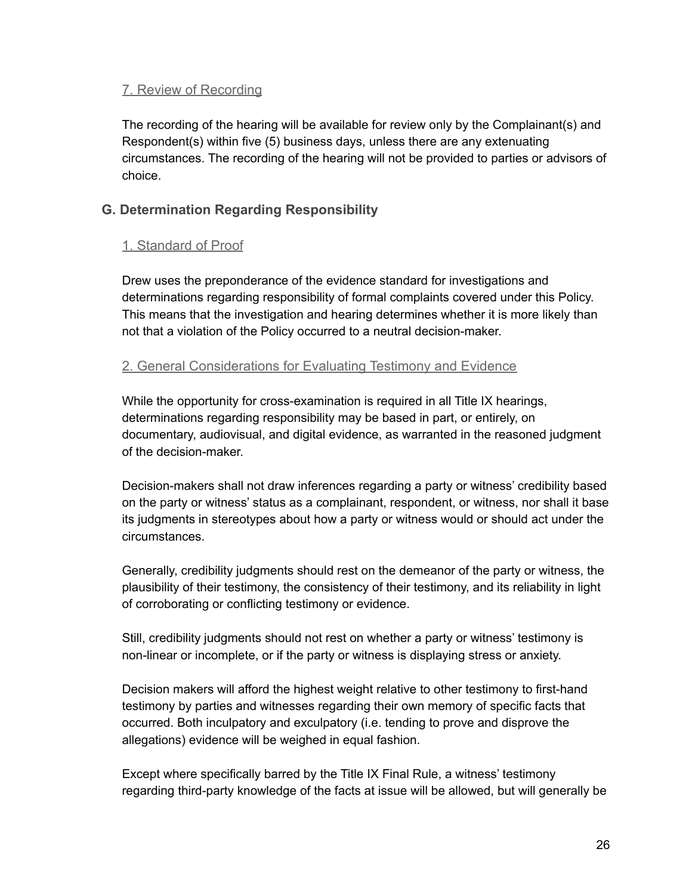### 7. Review of Recording

The recording of the hearing will be available for review only by the Complainant(s) and Respondent(s) within five (5) business days, unless there are any extenuating circumstances. The recording of the hearing will not be provided to parties or advisors of choice.

## G. Determination Regarding Responsibility

### 1. Standard of Proof

Drew uses the preponderance of the evidence standard for investigations and determinations regarding responsibility of formal complaints covered under this Policy. This means that the investigation and hearing determines whether it is more likely than not that a violation of the Policy occurred to a neutral decision-maker.

### 2. General Considerations for Evaluating Testimony and Evidence

While the opportunity for cross-examination is required in all Title IX hearings, determinations regarding responsibility may be based in part, or entirely, on documentary, audiovisual, and digital evidence, as warranted in the reasoned judgment of the decision-maker.

Decision-makers shall not draw inferences regarding a party or witness' credibility based on the party or witness' status as a complainant, respondent, or witness, nor shall it base its judgments in stereotypes about how a party or witness would or should act under the circumstances.

Generally, credibility judgments should rest on the demeanor of the party or witness, the plausibility of their testimony, the consistency of their testimony, and its reliability in light of corroborating or conflicting testimony or evidence.

Still, credibility judgments should not rest on whether a party or witness' testimony is non-linear or incomplete, or if the party or witness is displaying stress or anxiety.

Decision makers will afford the highest weight relative to other testimony to first-hand testimony by parties and witnesses regarding their own memory of specific facts that occurred. Both inculpatory and exculpatory (i.e. tending to prove and disprove the allegations) evidence will be weighed in equal fashion.

Except where specifically barred by the Title IX Final Rule, a witness' testimony regarding third-party knowledge of the facts at issue will be allowed, but will generally be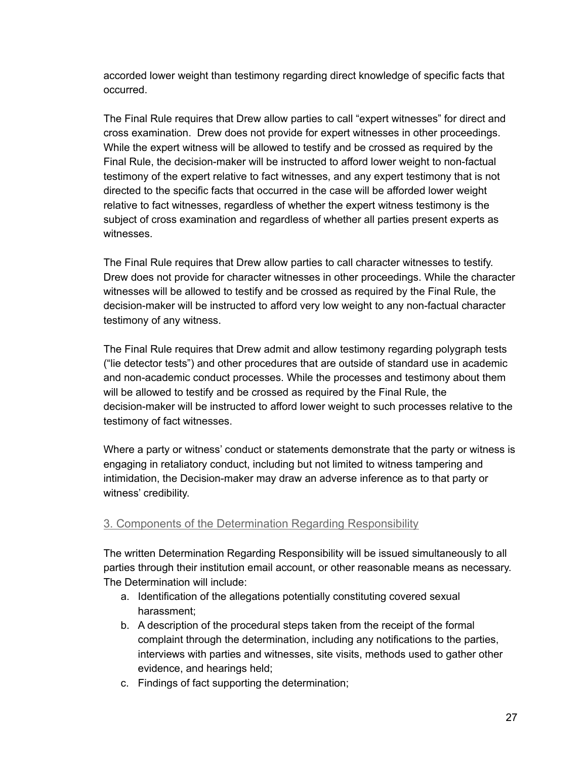accorded lower weight than testimony regarding direct knowledge of specific facts that occurred.

The Final Rule requires that Drew allow parties to call "expert witnesses" for direct and cross examination. Drew does not provide for expert witnesses in other proceedings. While the expert witness will be allowed to testify and be crossed as required by the Final Rule, the decision-maker will be instructed to afford lower weight to non-factual testimony of the expert relative to fact witnesses, and any expert testimony that is not directed to the specific facts that occurred in the case will be afforded lower weight relative to fact witnesses, regardless of whether the expert witness testimony is the subject of cross examination and regardless of whether all parties present experts as witnesses.

The Final Rule requires that Drew allow parties to call character witnesses to testify. Drew does not provide for character witnesses in other proceedings. While the character witnesses will be allowed to testify and be crossed as required by the Final Rule, the decision-maker will be instructed to afford very low weight to any non-factual character testimony of any witness.

The Final Rule requires that Drew admit and allow testimony regarding polygraph tests ("lie detector tests") and other procedures that are outside of standard use in academic and non-academic conduct processes. While the processes and testimony about them will be allowed to testify and be crossed as required by the Final Rule, the decision-maker will be instructed to afford lower weight to such processes relative to the testimony of fact witnesses.

Where a party or witness' conduct or statements demonstrate that the party or witness is engaging in retaliatory conduct, including but not limited to witness tampering and intimidation, the Decision-maker may draw an adverse inference as to that party or witness' credibility.

### 3. Components of the Determination Regarding Responsibility

The written Determination Regarding Responsibility will be issued simultaneously to all parties through their institution email account, or other reasonable means as necessary. The Determination will include:

a. Identification of the allegations potentially constituting covered sexual harassment;
b. A description of the procedural steps taken from the receipt of the formal complaint through the determination, including any notifications to the parties, interviews with parties and witnesses, site visits, methods used to gather other evidence, and hearings held;
c. Findings of fact supporting the determination;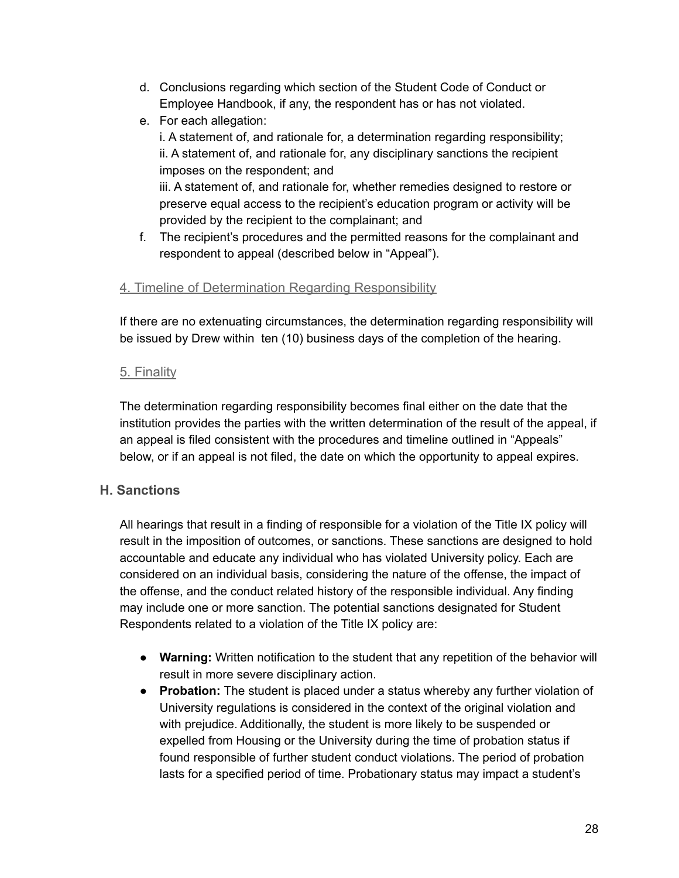d. Conclusions regarding which section of the Student Code of Conduct or Employee Handbook, if any, the respondent has or has not violated.
e. For each allegation:
   i. A statement of, and rationale for, a determination regarding responsibility;
   ii. A statement of, and rationale for, any disciplinary sanctions the recipient imposes on the respondent; and
   iii. A statement of, and rationale for, whether remedies designed to restore or preserve equal access to the recipient's education program or activity will be provided by the recipient to the complainant; and
f. The recipient's procedures and the permitted reasons for the complainant and respondent to appeal (described below in "Appeal").

#### 4. Timeline of Determination Regarding Responsibility

If there are no extenuating circumstances, the determination regarding responsibility will be issued by Drew within ten (10) business days of the completion of the hearing.

#### 5. Finality

The determination regarding responsibility becomes final either on the date that the institution provides the parties with the written determination of the result of the appeal, if an appeal is filed consistent with the procedures and timeline outlined in "Appeals" below, or if an appeal is not filed, the date on which the opportunity to appeal expires.

### H. Sanctions

All hearings that result in a finding of responsible for a violation of the Title IX policy will result in the imposition of outcomes, or sanctions. These sanctions are designed to hold accountable and educate any individual who has violated University policy. Each are considered on an individual basis, considering the nature of the offense, the impact of the offense, and the conduct related history of the responsible individual. Any finding may include one or more sanction. The potential sanctions designated for Student Respondents related to a violation of the Title IX policy are:

- **Warning:** Written notification to the student that any repetition of the behavior will result in more severe disciplinary action.
- **Probation:** The student is placed under a status whereby any further violation of University regulations is considered in the context of the original violation and with prejudice. Additionally, the student is more likely to be suspended or expelled from Housing or the University during the time of probation status if found responsible of further student conduct violations. The period of probation lasts for a specified period of time. Probationary status may impact a student's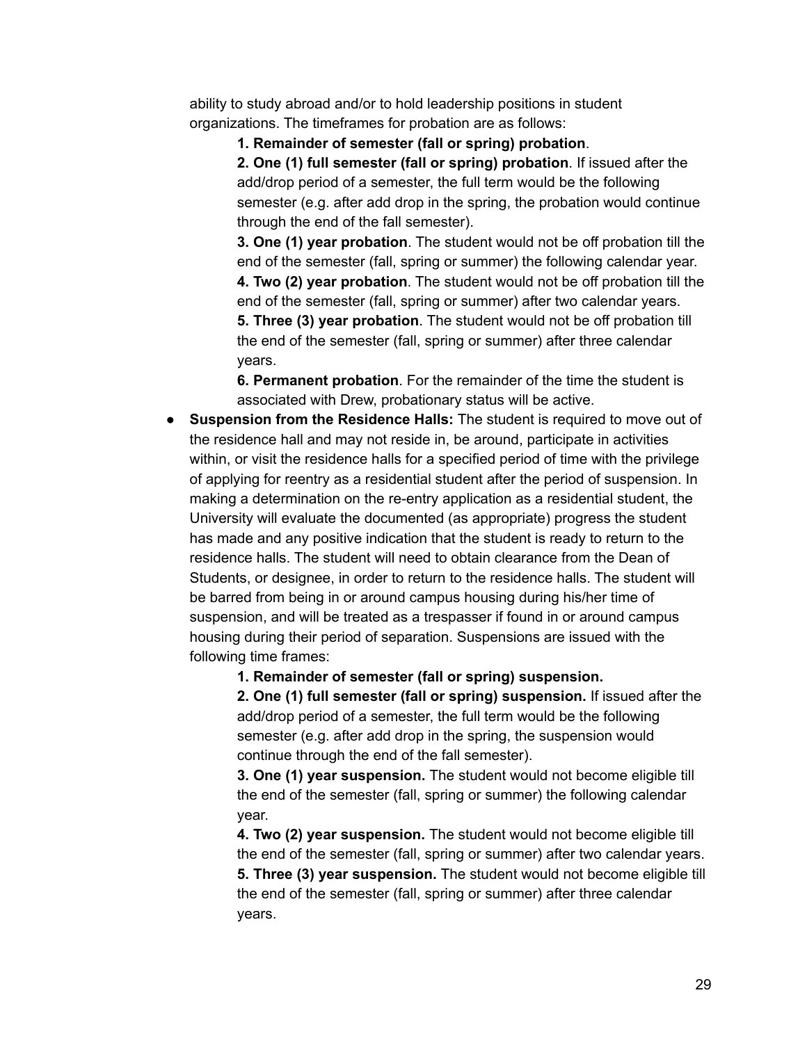ability to study abroad and/or to hold leadership positions in student organizations. The timeframes for probation are as follows:

**1. Remainder of semester (fall or spring) probation**.

**2. One (1) full semester (fall or spring) probation**. If issued after the add/drop period of a semester, the full term would be the following semester (e.g. after add drop in the spring, the probation would continue through the end of the fall semester).

**3. One (1) year probation**. The student would not be off probation till the end of the semester (fall, spring or summer) the following calendar year.

**4. Two (2) year probation**. The student would not be off probation till the end of the semester (fall, spring or summer) after two calendar years.

**5. Three (3) year probation**. The student would not be off probation till the end of the semester (fall, spring or summer) after three calendar years.

**6. Permanent probation**. For the remainder of the time the student is associated with Drew, probationary status will be active.

- **Suspension from the Residence Halls:** The student is required to move out of the residence hall and may not reside in, be around, participate in activities within, or visit the residence halls for a specified period of time with the privilege of applying for reentry as a residential student after the period of suspension. In making a determination on the re-entry application as a residential student, the University will evaluate the documented (as appropriate) progress the student has made and any positive indication that the student is ready to return to the residence halls. The student will need to obtain clearance from the Dean of Students, or designee, in order to return to the residence halls. The student will be barred from being in or around campus housing during his/her time of suspension, and will be treated as a trespasser if found in or around campus housing during their period of separation. Suspensions are issued with the following time frames:

**1. Remainder of semester (fall or spring) suspension.**

**2. One (1) full semester (fall or spring) suspension.** If issued after the add/drop period of a semester, the full term would be the following semester (e.g. after add drop in the spring, the suspension would continue through the end of the fall semester).

**3. One (1) year suspension.** The student would not become eligible till the end of the semester (fall, spring or summer) the following calendar year.

**4. Two (2) year suspension.** The student would not become eligible till the end of the semester (fall, spring or summer) after two calendar years.

**5. Three (3) year suspension.** The student would not become eligible till the end of the semester (fall, spring or summer) after three calendar years.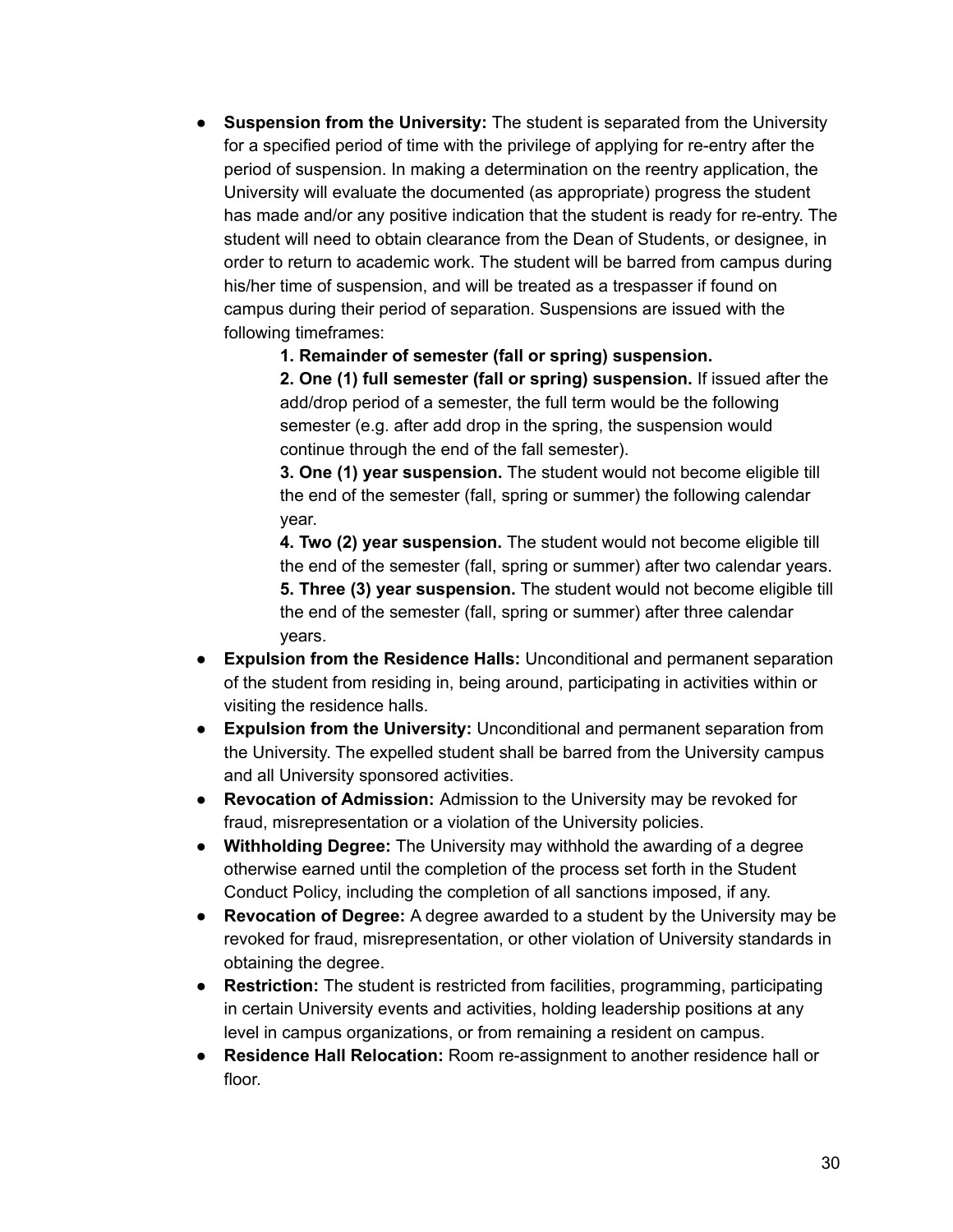- **Suspension from the University:** The student is separated from the University for a specified period of time with the privilege of applying for re-entry after the period of suspension. In making a determination on the reentry application, the University will evaluate the documented (as appropriate) progress the student has made and/or any positive indication that the student is ready for re-entry. The student will need to obtain clearance from the Dean of Students, or designee, in order to return to academic work. The student will be barred from campus during his/her time of suspension, and will be treated as a trespasser if found on campus during their period of separation. Suspensions are issued with the following timeframes:

  **1. Remainder of semester (fall or spring) suspension.**
  **2. One (1) full semester (fall or spring) suspension.** If issued after the add/drop period of a semester, the full term would be the following semester (e.g. after add drop in the spring, the suspension would continue through the end of the fall semester).
  **3. One (1) year suspension.** The student would not become eligible till the end of the semester (fall, spring or summer) the following calendar year.
  **4. Two (2) year suspension.** The student would not become eligible till the end of the semester (fall, spring or summer) after two calendar years.
  **5. Three (3) year suspension.** The student would not become eligible till the end of the semester (fall, spring or summer) after three calendar years.

- **Expulsion from the Residence Halls:** Unconditional and permanent separation of the student from residing in, being around, participating in activities within or visiting the residence halls.
- **Expulsion from the University:** Unconditional and permanent separation from the University. The expelled student shall be barred from the University campus and all University sponsored activities.
- **Revocation of Admission:** Admission to the University may be revoked for fraud, misrepresentation or a violation of the University policies.
- **Withholding Degree:** The University may withhold the awarding of a degree otherwise earned until the completion of the process set forth in the Student Conduct Policy, including the completion of all sanctions imposed, if any.
- **Revocation of Degree:** A degree awarded to a student by the University may be revoked for fraud, misrepresentation, or other violation of University standards in obtaining the degree.
- **Restriction:** The student is restricted from facilities, programming, participating in certain University events and activities, holding leadership positions at any level in campus organizations, or from remaining a resident on campus.
- **Residence Hall Relocation:** Room re-assignment to another residence hall or floor.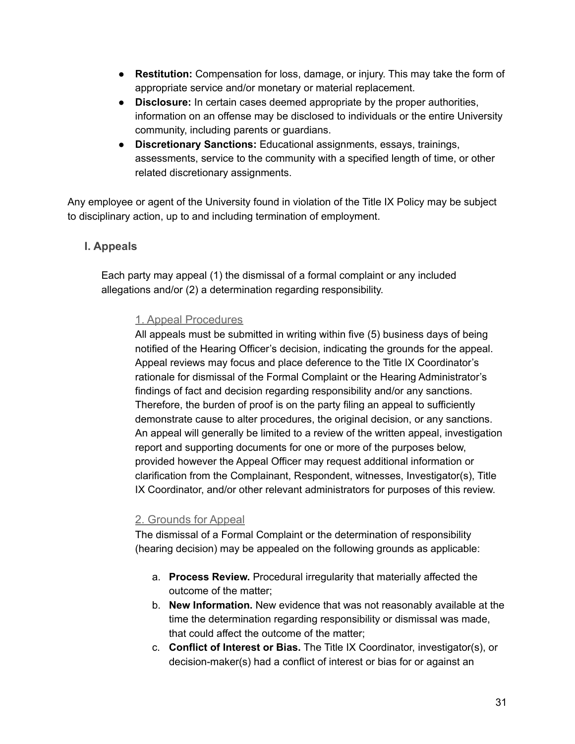- **Restitution:** Compensation for loss, damage, or injury. This may take the form of appropriate service and/or monetary or material replacement.
- **Disclosure:** In certain cases deemed appropriate by the proper authorities, information on an offense may be disclosed to individuals or the entire University community, including parents or guardians.
- **Discretionary Sanctions:** Educational assignments, essays, trainings, assessments, service to the community with a specified length of time, or other related discretionary assignments.

Any employee or agent of the University found in violation of the Title IX Policy may be subject to disciplinary action, up to and including termination of employment.

### I. Appeals

Each party may appeal (1) the dismissal of a formal complaint or any included allegations and/or (2) a determination regarding responsibility.

#### 1. Appeal Procedures

All appeals must be submitted in writing within five (5) business days of being notified of the Hearing Officer's decision, indicating the grounds for the appeal. Appeal reviews may focus and place deference to the Title IX Coordinator's rationale for dismissal of the Formal Complaint or the Hearing Administrator's findings of fact and decision regarding responsibility and/or any sanctions. Therefore, the burden of proof is on the party filing an appeal to sufficiently demonstrate cause to alter procedures, the original decision, or any sanctions. An appeal will generally be limited to a review of the written appeal, investigation report and supporting documents for one or more of the purposes below, provided however the Appeal Officer may request additional information or clarification from the Complainant, Respondent, witnesses, Investigator(s), Title IX Coordinator, and/or other relevant administrators for purposes of this review.

#### 2. Grounds for Appeal

The dismissal of a Formal Complaint or the determination of responsibility (hearing decision) may be appealed on the following grounds as applicable:

a. **Process Review.** Procedural irregularity that materially affected the outcome of the matter;
b. **New Information.** New evidence that was not reasonably available at the time the determination regarding responsibility or dismissal was made, that could affect the outcome of the matter;
c. **Conflict of Interest or Bias.** The Title IX Coordinator, investigator(s), or decision-maker(s) had a conflict of interest or bias for or against an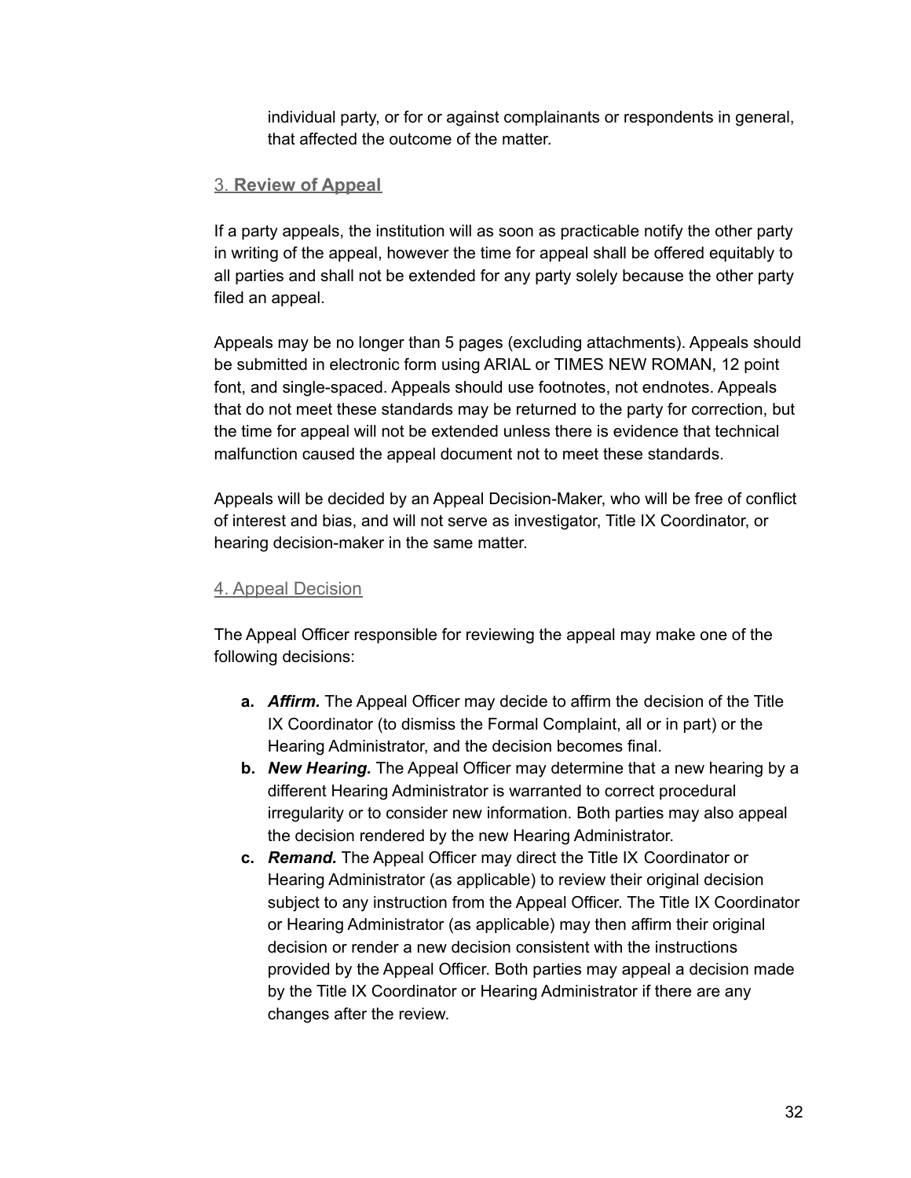individual party, or for or against complainants or respondents in general, that affected the outcome of the matter.

### 3. **Review of Appeal**

If a party appeals, the institution will as soon as practicable notify the other party in writing of the appeal, however the time for appeal shall be offered equitably to all parties and shall not be extended for any party solely because the other party filed an appeal.

Appeals may be no longer than 5 pages (excluding attachments). Appeals should be submitted in electronic form using ARIAL or TIMES NEW ROMAN, 12 point font, and single-spaced. Appeals should use footnotes, not endnotes. Appeals that do not meet these standards may be returned to the party for correction, but the time for appeal will not be extended unless there is evidence that technical malfunction caused the appeal document not to meet these standards.

Appeals will be decided by an Appeal Decision-Maker, who will be free of conflict of interest and bias, and will not serve as investigator, Title IX Coordinator, or hearing decision-maker in the same matter.

### 4. Appeal Decision

The Appeal Officer responsible for reviewing the appeal may make one of the following decisions:

- **a.** ***Affirm.*** The Appeal Officer may decide to affirm the decision of the Title IX Coordinator (to dismiss the Formal Complaint, all or in part) or the Hearing Administrator, and the decision becomes final.
- **b.** ***New Hearing.*** The Appeal Officer may determine that a new hearing by a different Hearing Administrator is warranted to correct procedural irregularity or to consider new information. Both parties may also appeal the decision rendered by the new Hearing Administrator.
- **c.** ***Remand.*** The Appeal Officer may direct the Title IX Coordinator or Hearing Administrator (as applicable) to review their original decision subject to any instruction from the Appeal Officer. The Title IX Coordinator or Hearing Administrator (as applicable) may then affirm their original decision or render a new decision consistent with the instructions provided by the Appeal Officer. Both parties may appeal a decision made by the Title IX Coordinator or Hearing Administrator if there are any changes after the review.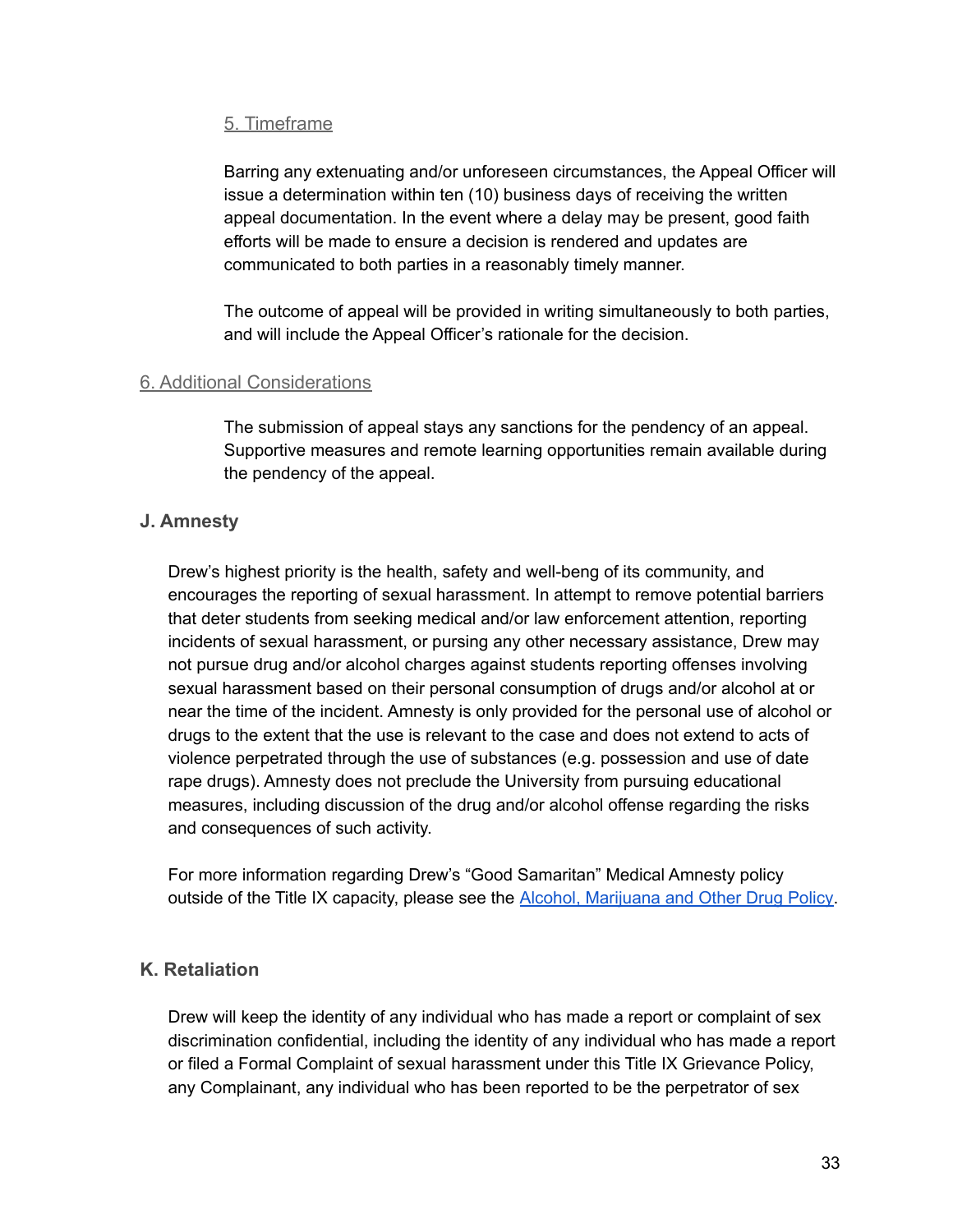#### 5. Timeframe

Barring any extenuating and/or unforeseen circumstances, the Appeal Officer will issue a determination within ten (10) business days of receiving the written appeal documentation. In the event where a delay may be present, good faith efforts will be made to ensure a decision is rendered and updates are communicated to both parties in a reasonably timely manner.

The outcome of appeal will be provided in writing simultaneously to both parties, and will include the Appeal Officer's rationale for the decision.

#### 6. Additional Considerations

The submission of appeal stays any sanctions for the pendency of an appeal. Supportive measures and remote learning opportunities remain available during the pendency of the appeal.

### J. Amnesty

Drew's highest priority is the health, safety and well-beng of its community, and encourages the reporting of sexual harassment. In attempt to remove potential barriers that deter students from seeking medical and/or law enforcement attention, reporting incidents of sexual harassment, or pursing any other necessary assistance, Drew may not pursue drug and/or alcohol charges against students reporting offenses involving sexual harassment based on their personal consumption of drugs and/or alcohol at or near the time of the incident. Amnesty is only provided for the personal use of alcohol or drugs to the extent that the use is relevant to the case and does not extend to acts of violence perpetrated through the use of substances (e.g. possession and use of date rape drugs). Amnesty does not preclude the University from pursuing educational measures, including discussion of the drug and/or alcohol offense regarding the risks and consequences of such activity.

For more information regarding Drew's "Good Samaritan" Medical Amnesty policy outside of the Title IX capacity, please see the [Alcohol, Marijuana and Other Drug Policy](#).

### K. Retaliation

Drew will keep the identity of any individual who has made a report or complaint of sex discrimination confidential, including the identity of any individual who has made a report or filed a Formal Complaint of sexual harassment under this Title IX Grievance Policy, any Complainant, any individual who has been reported to be the perpetrator of sex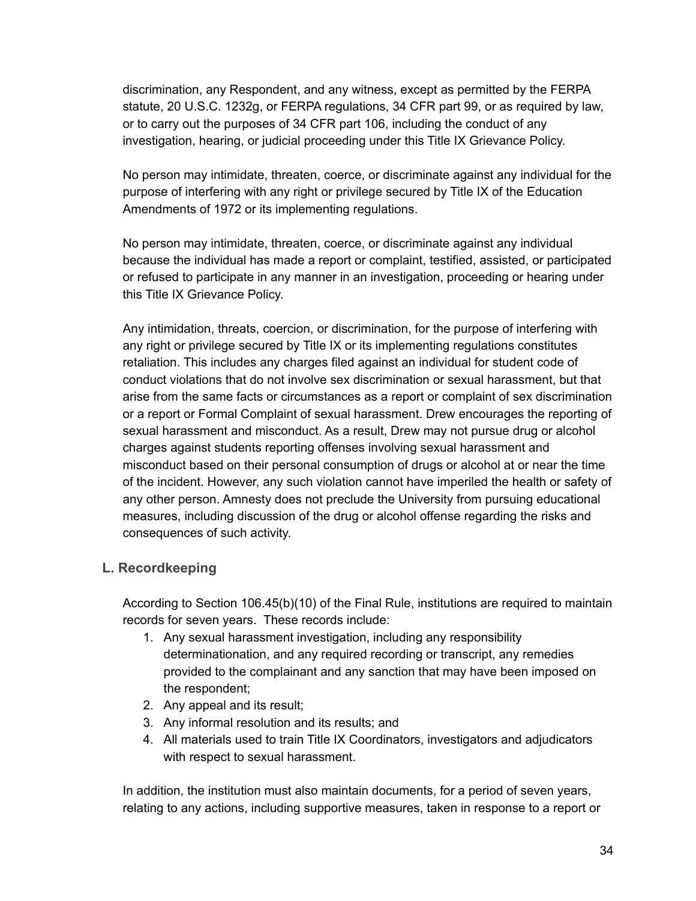discrimination, any Respondent, and any witness, except as permitted by the FERPA statute, 20 U.S.C. 1232g, or FERPA regulations, 34 CFR part 99, or as required by law, or to carry out the purposes of 34 CFR part 106, including the conduct of any investigation, hearing, or judicial proceeding under this Title IX Grievance Policy.

No person may intimidate, threaten, coerce, or discriminate against any individual for the purpose of interfering with any right or privilege secured by Title IX of the Education Amendments of 1972 or its implementing regulations.

No person may intimidate, threaten, coerce, or discriminate against any individual because the individual has made a report or complaint, testified, assisted, or participated or refused to participate in any manner in an investigation, proceeding or hearing under this Title IX Grievance Policy.

Any intimidation, threats, coercion, or discrimination, for the purpose of interfering with any right or privilege secured by Title IX or its implementing regulations constitutes retaliation. This includes any charges filed against an individual for student code of conduct violations that do not involve sex discrimination or sexual harassment, but that arise from the same facts or circumstances as a report or complaint of sex discrimination or a report or Formal Complaint of sexual harassment. Drew encourages the reporting of sexual harassment and misconduct. As a result, Drew may not pursue drug or alcohol charges against students reporting offenses involving sexual harassment and misconduct based on their personal consumption of drugs or alcohol at or near the time of the incident. However, any such violation cannot have imperiled the health or safety of any other person. Amnesty does not preclude the University from pursuing educational measures, including discussion of the drug or alcohol offense regarding the risks and consequences of such activity.

## L. Recordkeeping

According to Section 106.45(b)(10) of the Final Rule, institutions are required to maintain records for seven years. These records include:

1. Any sexual harassment investigation, including any responsibility determinationation, and any required recording or transcript, any remedies provided to the complainant and any sanction that may have been imposed on the respondent;
2. Any appeal and its result;
3. Any informal resolution and its results; and
4. All materials used to train Title IX Coordinators, investigators and adjudicators with respect to sexual harassment.

In addition, the institution must also maintain documents, for a period of seven years, relating to any actions, including supportive measures, taken in response to a report or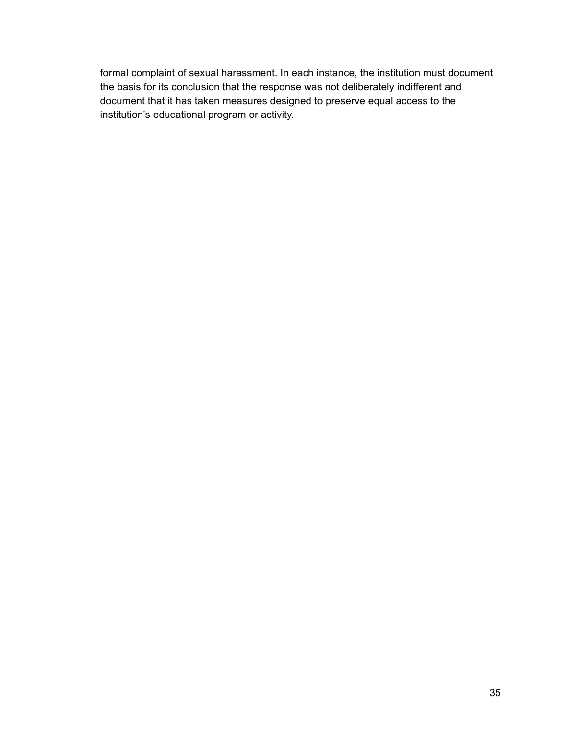formal complaint of sexual harassment. In each instance, the institution must document the basis for its conclusion that the response was not deliberately indifferent and document that it has taken measures designed to preserve equal access to the institution's educational program or activity.